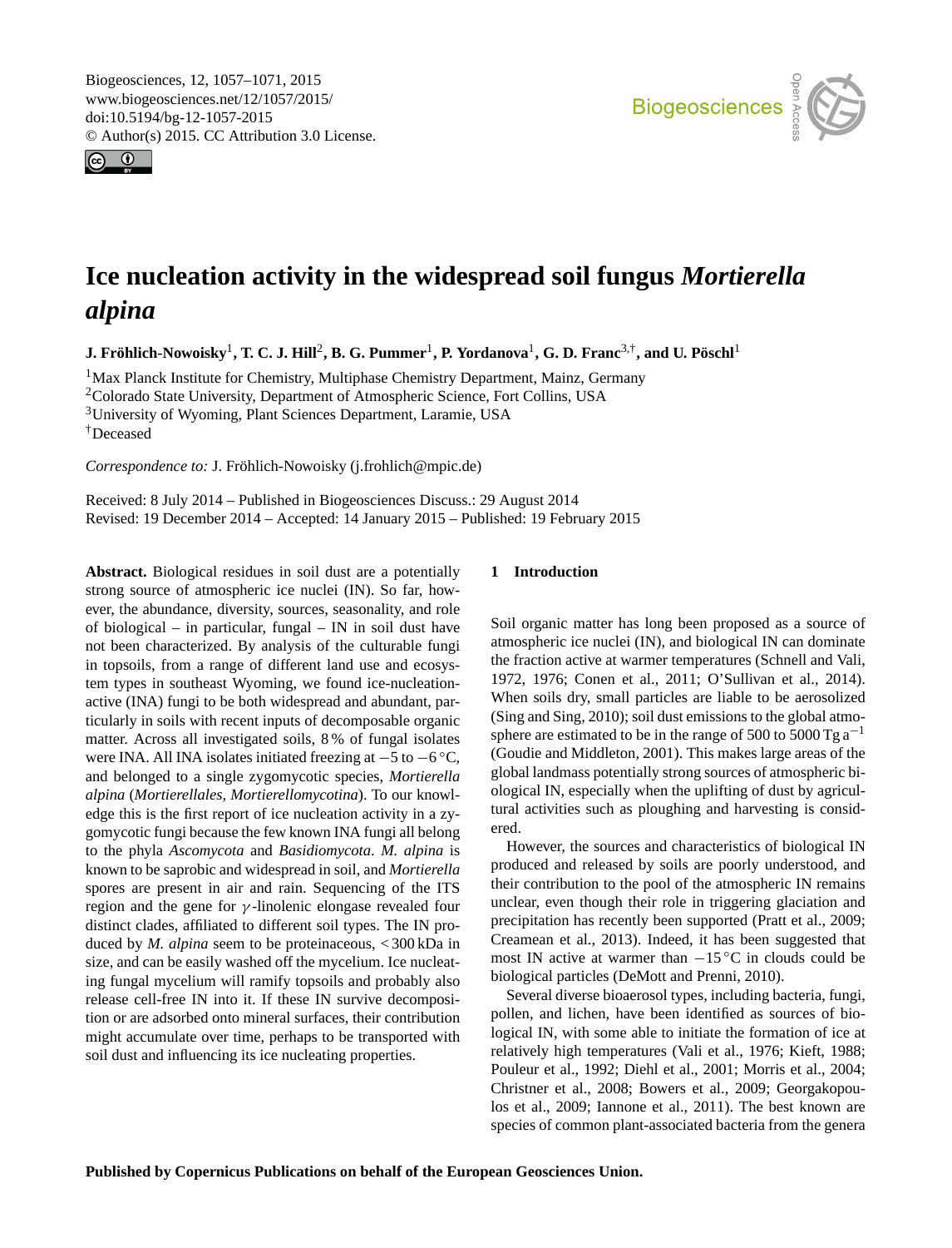# Ice nucleation activity in the widespread soil fungus *Mortierella alpina*

**J. Fröhlich-Nowoisky[1], T. C. J. Hill[2], B. G. Pummer[1], P. Yordanova[1], G. D. Franc[3,†], and U. Pöschl[1]**

[1]Max Planck Institute for Chemistry, Multiphase Chemistry Department, Mainz, Germany
[2]Colorado State University, Department of Atmospheric Science, Fort Collins, USA
[3]University of Wyoming, Plant Sciences Department, Laramie, USA
[†]Deceased

*Correspondence to:* J. Fröhlich-Nowoisky (j.frohlich@mpic.de)

Received: 8 July 2014 – Published in Biogeosciences Discuss.: 29 August 2014
Revised: 19 December 2014 – Accepted: 14 January 2015 – Published: 19 February 2015

**Abstract.** Biological residues in soil dust are a potentially strong source of atmospheric ice nuclei (IN). So far, however, the abundance, diversity, sources, seasonality, and role of biological – in particular, fungal – IN in soil dust have not been characterized. By analysis of the culturable fungi in topsoils, from a range of different land use and ecosystem types in southeast Wyoming, we found ice-nucleation-active (INA) fungi to be both widespread and abundant, particularly in soils with recent inputs of decomposable organic matter. Across all investigated soils, 8 % of fungal isolates were INA. All INA isolates initiated freezing at −5 to −6 °C, and belonged to a single zygomycotic species, *Mortierella alpina* (*Mortierellales, Mortierellomycotina*). To our knowledge this is the first report of ice nucleation activity in a zygomycotic fungi because the few known INA fungi all belong to the phyla *Ascomycota* and *Basidiomycota*. *M. alpina* is known to be saprobic and widespread in soil, and *Mortierella* spores are present in air and rain. Sequencing of the ITS region and the gene for $\gamma$-linolenic elongase revealed four distinct clades, affiliated to different soil types. The IN produced by *M. alpina* seem to be proteinaceous, < 300 kDa in size, and can be easily washed off the mycelium. Ice nucleating fungal mycelium will ramify topsoils and probably also release cell-free IN into it. If these IN survive decomposition or are adsorbed onto mineral surfaces, their contribution might accumulate over time, perhaps to be transported with soil dust and influencing its ice nucleating properties.

## 1 Introduction

Soil organic matter has long been proposed as a source of atmospheric ice nuclei (IN), and biological IN can dominate the fraction active at warmer temperatures (Schnell and Vali, 1972, 1976; Conen et al., 2011; O'Sullivan et al., 2014). When soils dry, small particles are liable to be aerosolized (Sing and Sing, 2010); soil dust emissions to the global atmosphere are estimated to be in the range of 500 to 5000 Tg a$^{-1}$ (Goudie and Middleton, 2001). This makes large areas of the global landmass potentially strong sources of atmospheric biological IN, especially when the uplifting of dust by agricultural activities such as ploughing and harvesting is considered.

However, the sources and characteristics of biological IN produced and released by soils are poorly understood, and their contribution to the pool of the atmospheric IN remains unclear, even though their role in triggering glaciation and precipitation has recently been supported (Pratt et al., 2009; Creamean et al., 2013). Indeed, it has been suggested that most IN active at warmer than −15 °C in clouds could be biological particles (DeMott and Prenni, 2010).

Several diverse bioaerosol types, including bacteria, fungi, pollen, and lichen, have been identified as sources of biological IN, with some able to initiate the formation of ice at relatively high temperatures (Vali et al., 1976; Kieft, 1988; Pouleur et al., 1992; Diehl et al., 2001; Morris et al., 2004; Christner et al., 2008; Bowers et al., 2009; Georgakopoulos et al., 2009; Iannone et al., 2011). The best known are species of common plant-associated bacteria from the genera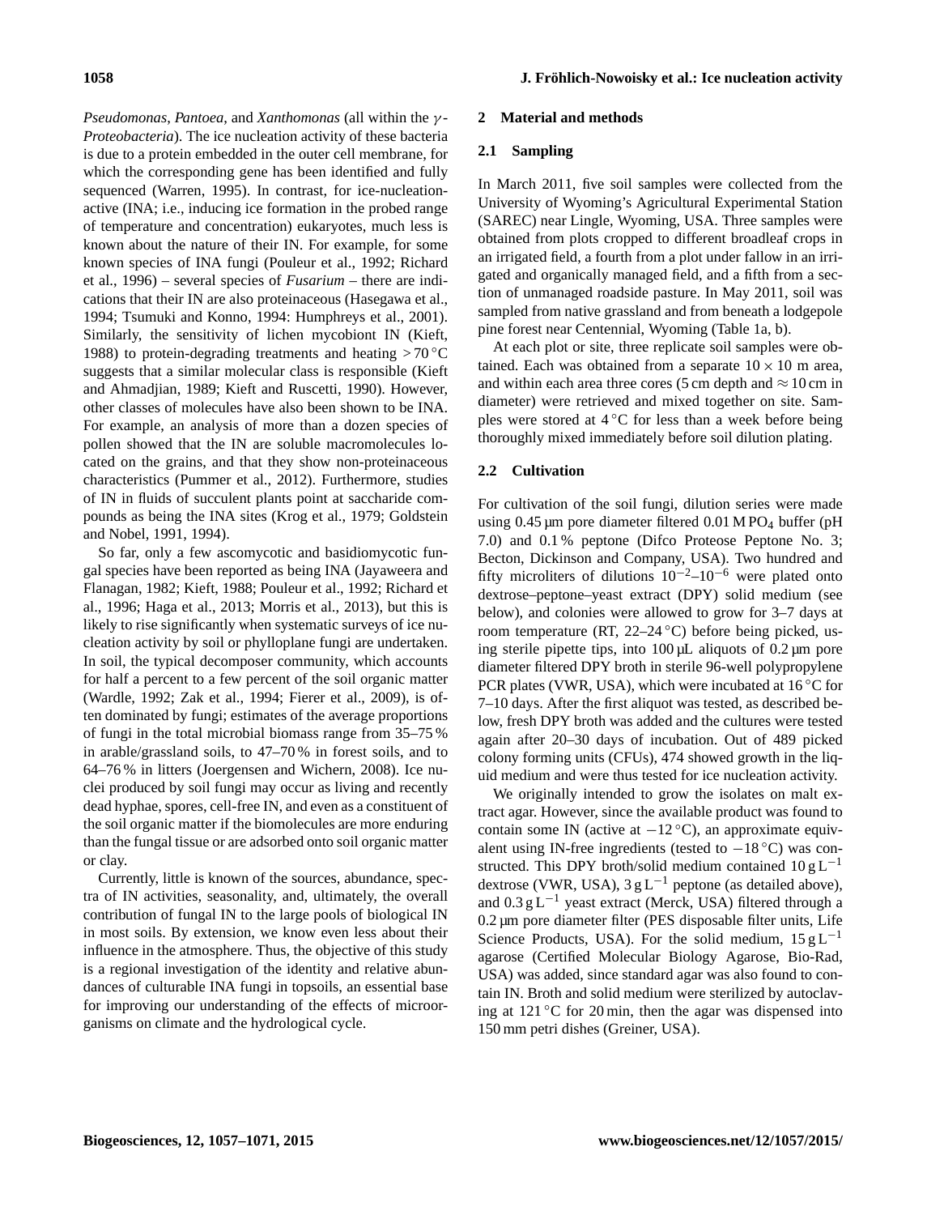*Pseudomonas*, *Pantoea*, and *Xanthomonas* (all within the $\gamma$-*Proteobacteria*). The ice nucleation activity of these bacteria is due to a protein embedded in the outer cell membrane, for which the corresponding gene has been identified and fully sequenced (Warren, 1995). In contrast, for ice-nucleation-active (INA; i.e., inducing ice formation in the probed range of temperature and concentration) eukaryotes, much less is known about the nature of their IN. For example, for some known species of INA fungi (Pouleur et al., 1992; Richard et al., 1996) – several species of *Fusarium* – there are indications that their IN are also proteinaceous (Hasegawa et al., 1994; Tsumuki and Konno, 1994: Humphreys et al., 2001). Similarly, the sensitivity of lichen mycobiont IN (Kieft, 1988) to protein-degrading treatments and heating $>70\,^{\circ}$C suggests that a similar molecular class is responsible (Kieft and Ahmadjian, 1989; Kieft and Ruscetti, 1990). However, other classes of molecules have also been shown to be INA. For example, an analysis of more than a dozen species of pollen showed that the IN are soluble macromolecules located on the grains, and that they show non-proteinaceous characteristics (Pummer et al., 2012). Furthermore, studies of IN in fluids of succulent plants point at saccharide compounds as being the INA sites (Krog et al., 1979; Goldstein and Nobel, 1991, 1994).

So far, only a few ascomycotic and basidiomycotic fungal species have been reported as being INA (Jayaweera and Flanagan, 1982; Kieft, 1988; Pouleur et al., 1992; Richard et al., 1996; Haga et al., 2013; Morris et al., 2013), but this is likely to rise significantly when systematic surveys of ice nucleation activity by soil or phylloplane fungi are undertaken. In soil, the typical decomposer community, which accounts for half a percent to a few percent of the soil organic matter (Wardle, 1992; Zak et al., 1994; Fierer et al., 2009), is often dominated by fungi; estimates of the average proportions of fungi in the total microbial biomass range from 35–75 % in arable/grassland soils, to 47–70 % in forest soils, and to 64–76 % in litters (Joergensen and Wichern, 2008). Ice nuclei produced by soil fungi may occur as living and recently dead hyphae, spores, cell-free IN, and even as a constituent of the soil organic matter if the biomolecules are more enduring than the fungal tissue or are adsorbed onto soil organic matter or clay.

Currently, little is known of the sources, abundance, spectra of IN activities, seasonality, and, ultimately, the overall contribution of fungal IN to the large pools of biological IN in most soils. By extension, we know even less about their influence in the atmosphere. Thus, the objective of this study is a regional investigation of the identity and relative abundances of culturable INA fungi in topsoils, an essential base for improving our understanding of the effects of microorganisms on climate and the hydrological cycle.

## 2 Material and methods

### 2.1 Sampling

In March 2011, five soil samples were collected from the University of Wyoming's Agricultural Experimental Station (SAREC) near Lingle, Wyoming, USA. Three samples were obtained from plots cropped to different broadleaf crops in an irrigated field, a fourth from a plot under fallow in an irrigated and organically managed field, and a fifth from a section of unmanaged roadside pasture. In May 2011, soil was sampled from native grassland and from beneath a lodgepole pine forest near Centennial, Wyoming (Table 1a, b).

At each plot or site, three replicate soil samples were obtained. Each was obtained from a separate $10 \times 10$ m area, and within each area three cores (5 cm depth and $\approx 10$ cm in diameter) were retrieved and mixed together on site. Samples were stored at $4\,^{\circ}$C for less than a week before being thoroughly mixed immediately before soil dilution plating.

### 2.2 Cultivation

For cultivation of the soil fungi, dilution series were made using 0.45 µm pore diameter filtered 0.01 M $PO_4$ buffer (pH 7.0) and 0.1 % peptone (Difco Proteose Peptone No. 3; Becton, Dickinson and Company, USA). Two hundred and fifty microliters of dilutions $10^{-2}$–$10^{-6}$ were plated onto dextrose–peptone–yeast extract (DPY) solid medium (see below), and colonies were allowed to grow for 3–7 days at room temperature (RT, 22–24 °C) before being picked, using sterile pipette tips, into 100 µL aliquots of 0.2 µm pore diameter filtered DPY broth in sterile 96-well polypropylene PCR plates (VWR, USA), which were incubated at 16 °C for 7–10 days. After the first aliquot was tested, as described below, fresh DPY broth was added and the cultures were tested again after 20–30 days of incubation. Out of 489 picked colony forming units (CFUs), 474 showed growth in the liquid medium and were thus tested for ice nucleation activity.

We originally intended to grow the isolates on malt extract agar. However, since the available product was found to contain some IN (active at $-12\,^{\circ}$C), an approximate equivalent using IN-free ingredients (tested to $-18\,^{\circ}$C) was constructed. This DPY broth/solid medium contained $10\,\mathrm{g\,L^{-1}}$ dextrose (VWR, USA), $3\,\mathrm{g\,L^{-1}}$ peptone (as detailed above), and $0.3\,\mathrm{g\,L^{-1}}$ yeast extract (Merck, USA) filtered through a 0.2 µm pore diameter filter (PES disposable filter units, Life Science Products, USA). For the solid medium, $15\,\mathrm{g\,L^{-1}}$ agarose (Certified Molecular Biology Agarose, Bio-Rad, USA) was added, since standard agar was also found to contain IN. Broth and solid medium were sterilized by autoclaving at 121 °C for 20 min, then the agar was dispensed into 150 mm petri dishes (Greiner, USA).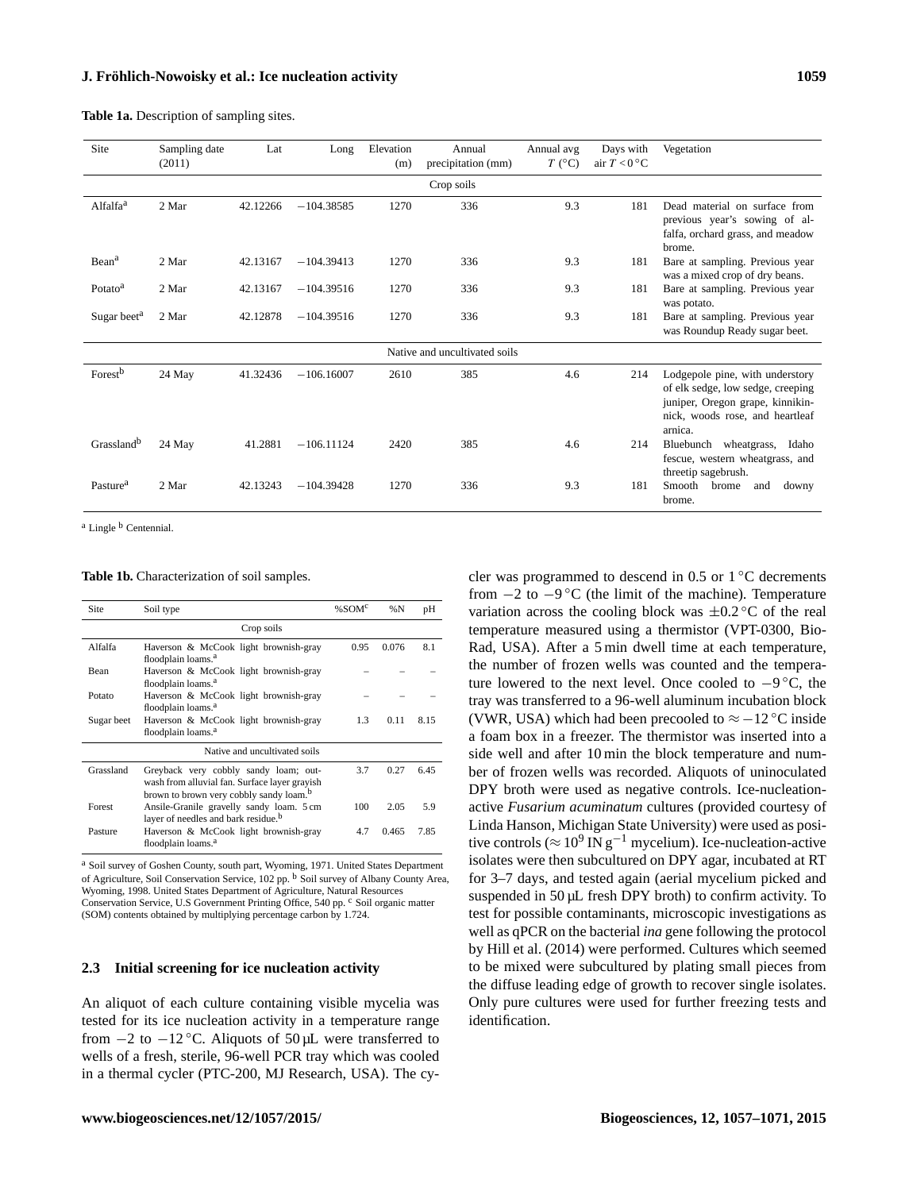**Table 1a.** Description of sampling sites.

| Site | Sampling date (2011) | Lat | Long | Elevation (m) | Annual precipitation (mm) | Annual avg $T$ (°C) | Days with air $T < 0$ °C | Vegetation |
|---|---|---|---|---|---|---|---|---|
| | | | | | Crop soils | | | |
| Alfalfa[a] | 2 Mar | 42.12266 | −104.38585 | 1270 | 336 | 9.3 | 181 | Dead material on surface from previous year's sowing of alfalfa, orchard grass, and meadow brome. |
| Bean[a] | 2 Mar | 42.13167 | −104.39413 | 1270 | 336 | 9.3 | 181 | Bare at sampling. Previous year was a mixed crop of dry beans. |
| Potato[a] | 2 Mar | 42.13167 | −104.39516 | 1270 | 336 | 9.3 | 181 | Bare at sampling. Previous year was potato. |
| Sugar beet[a] | 2 Mar | 42.12878 | −104.39516 | 1270 | 336 | 9.3 | 181 | Bare at sampling. Previous year was Roundup Ready sugar beet. |
| | | | | | Native and uncultivated soils | | | |
| Forest[b] | 24 May | 41.32436 | −106.16007 | 2610 | 385 | 4.6 | 214 | Lodgepole pine, with understory of elk sedge, low sedge, creeping juniper, Oregon grape, kinnikinnick, woods rose, and heartleaf arnica. |
| Grassland[b] | 24 May | 41.2881 | −106.11124 | 2420 | 385 | 4.6 | 214 | Bluebunch wheatgrass, Idaho fescue, western wheatgrass, and threetip sagebrush. |
| Pasture[a] | 2 Mar | 42.13243 | −104.39428 | 1270 | 336 | 9.3 | 181 | Smooth brome and downy brome. |

[a] Lingle [b] Centennial.

**Table 1b.** Characterization of soil samples.

| Site | Soil type | %SOM[c] | %N | pH |
|---|---|---|---|---|
| | Crop soils | | | |
| Alfalfa | Haverson & McCook light brownish-gray floodplain loams.[a] | 0.95 | 0.076 | 8.1 |
| Bean | Haverson & McCook light brownish-gray floodplain loams.[a] | – | – | – |
| Potato | Haverson & McCook light brownish-gray floodplain loams.[a] | – | – | – |
| Sugar beet | Haverson & McCook light brownish-gray floodplain loams.[a] | 1.3 | 0.11 | 8.15 |
| | Native and uncultivated soils | | | |
| Grassland | Greyback very cobbly sandy loam; outwash from alluvial fan. Surface layer grayish brown to brown very cobbly sandy loam.[b] | 3.7 | 0.27 | 6.45 |
| Forest | Ansile-Granile gravelly sandy loam. 5 cm layer of needles and bark residue.[b] | 100 | 2.05 | 5.9 |
| Pasture | Haverson & McCook light brownish-gray floodplain loams.[a] | 4.7 | 0.465 | 7.85 |

[a] Soil survey of Goshen County, south part, Wyoming, 1971. United States Department of Agriculture, Soil Conservation Service, 102 pp. [b] Soil survey of Albany County Area, Wyoming, 1998. United States Department of Agriculture, Natural Resources Conservation Service, U.S Government Printing Office, 540 pp. [c] Soil organic matter (SOM) contents obtained by multiplying percentage carbon by 1.724.

### 2.3 Initial screening for ice nucleation activity

An aliquot of each culture containing visible mycelia was tested for its ice nucleation activity in a temperature range from −2 to −12 °C. Aliquots of 50 µL were transferred to wells of a fresh, sterile, 96-well PCR tray which was cooled in a thermal cycler (PTC-200, MJ Research, USA). The cycler was programmed to descend in 0.5 or 1 °C decrements from −2 to −9 °C (the limit of the machine). Temperature variation across the cooling block was ±0.2 °C of the real temperature measured using a thermistor (VPT-0300, Bio-Rad, USA). After a 5 min dwell time at each temperature, the number of frozen wells was counted and the temperature lowered to the next level. Once cooled to −9 °C, the tray was transferred to a 96-well aluminum incubation block (VWR, USA) which had been precooled to ≈ −12 °C inside a foam box in a freezer. The thermistor was inserted into a side well and after 10 min the block temperature and number of frozen wells was recorded. Aliquots of uninoculated DPY broth were used as negative controls. Ice-nucleation-active *Fusarium acuminatum* cultures (provided courtesy of Linda Hanson, Michigan State University) were used as positive controls (≈ $10^9$ IN $g^{-1}$ mycelium). Ice-nucleation-active isolates were then subcultured on DPY agar, incubated at RT for 3–7 days, and tested again (aerial mycelium picked and suspended in 50 µL fresh DPY broth) to confirm activity. To test for possible contaminants, microscopic investigations as well as qPCR on the bacterial *ina* gene following the protocol by Hill et al. (2014) were performed. Cultures which seemed to be mixed were subcultured by plating small pieces from the diffuse leading edge of growth to recover single isolates. Only pure cultures were used for further freezing tests and identification.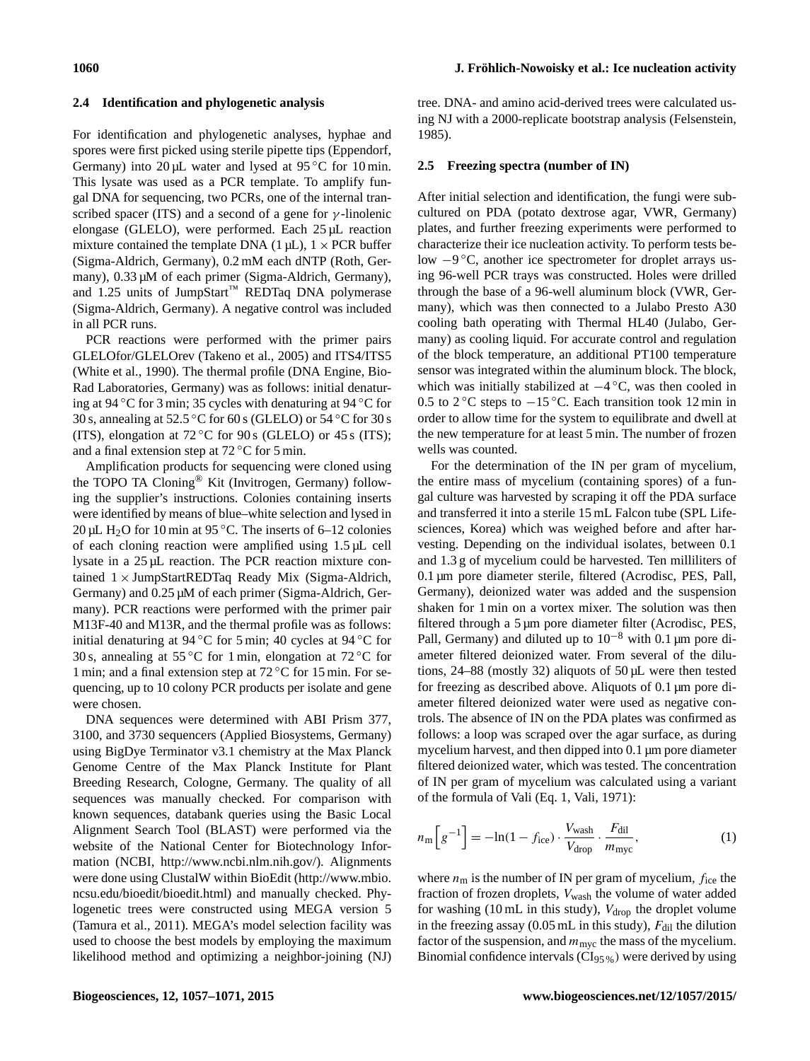### 2.4 Identification and phylogenetic analysis

For identification and phylogenetic analyses, hyphae and spores were first picked using sterile pipette tips (Eppendorf, Germany) into 20 µL water and lysed at 95 °C for 10 min. This lysate was used as a PCR template. To amplify fungal DNA for sequencing, two PCRs, one of the internal transcribed spacer (ITS) and a second of a gene for $\gamma$-linolenic elongase (GLELO), were performed. Each 25 µL reaction mixture contained the template DNA (1 µL), $1 \times$ PCR buffer (Sigma-Aldrich, Germany), 0.2 mM each dNTP (Roth, Germany), 0.33 µM of each primer (Sigma-Aldrich, Germany), and 1.25 units of JumpStart™ REDTaq DNA polymerase (Sigma-Aldrich, Germany). A negative control was included in all PCR runs.

PCR reactions were performed with the primer pairs GLELOfor/GLELOrev (Takeno et al., 2005) and ITS4/ITS5 (White et al., 1990). The thermal profile (DNA Engine, Bio-Rad Laboratories, Germany) was as follows: initial denaturing at 94 °C for 3 min; 35 cycles with denaturing at 94 °C for 30 s, annealing at 52.5 °C for 60 s (GLELO) or 54 °C for 30 s (ITS), elongation at 72 °C for 90 s (GLELO) or 45 s (ITS); and a final extension step at 72 °C for 5 min.

Amplification products for sequencing were cloned using the TOPO TA Cloning® Kit (Invitrogen, Germany) following the supplier's instructions. Colonies containing inserts were identified by means of blue–white selection and lysed in 20 µL $H_2O$ for 10 min at 95 °C. The inserts of 6–12 colonies of each cloning reaction were amplified using 1.5 µL cell lysate in a 25 µL reaction. The PCR reaction mixture contained $1 \times$ JumpStartREDTaq Ready Mix (Sigma-Aldrich, Germany) and 0.25 µM of each primer (Sigma-Aldrich, Germany). PCR reactions were performed with the primer pair M13F-40 and M13R, and the thermal profile was as follows: initial denaturing at 94 °C for 5 min; 40 cycles at 94 °C for 30 s, annealing at 55 °C for 1 min, elongation at 72 °C for 1 min; and a final extension step at 72 °C for 15 min. For sequencing, up to 10 colony PCR products per isolate and gene were chosen.

DNA sequences were determined with ABI Prism 377, 3100, and 3730 sequencers (Applied Biosystems, Germany) using BigDye Terminator v3.1 chemistry at the Max Planck Genome Centre of the Max Planck Institute for Plant Breeding Research, Cologne, Germany. The quality of all sequences was manually checked. For comparison with known sequences, databank queries using the Basic Local Alignment Search Tool (BLAST) were performed via the website of the National Center for Biotechnology Information (NCBI, http://www.ncbi.nlm.nih.gov/). Alignments were done using ClustalW within BioEdit (http://www.mbio.ncsu.edu/bioedit/bioedit.html) and manually checked. Phylogenetic trees were constructed using MEGA version 5 (Tamura et al., 2011). MEGA's model selection facility was used to choose the best models by employing the maximum likelihood method and optimizing a neighbor-joining (NJ) tree. DNA- and amino acid-derived trees were calculated using NJ with a 2000-replicate bootstrap analysis (Felsenstein, 1985).

### 2.5 Freezing spectra (number of IN)

After initial selection and identification, the fungi were subcultured on PDA (potato dextrose agar, VWR, Germany) plates, and further freezing experiments were performed to characterize their ice nucleation activity. To perform tests below −9 °C, another ice spectrometer for droplet arrays using 96-well PCR trays was constructed. Holes were drilled through the base of a 96-well aluminum block (VWR, Germany), which was then connected to a Julabo Presto A30 cooling bath operating with Thermal HL40 (Julabo, Germany) as cooling liquid. For accurate control and regulation of the block temperature, an additional PT100 temperature sensor was integrated within the aluminum block. The block, which was initially stabilized at −4 °C, was then cooled in 0.5 to 2 °C steps to −15 °C. Each transition took 12 min in order to allow time for the system to equilibrate and dwell at the new temperature for at least 5 min. The number of frozen wells was counted.

For the determination of the IN per gram of mycelium, the entire mass of mycelium (containing spores) of a fungal culture was harvested by scraping it off the PDA surface and transferred it into a sterile 15 mL Falcon tube (SPL Lifesciences, Korea) which was weighed before and after harvesting. Depending on the individual isolates, between 0.1 and 1.3 g of mycelium could be harvested. Ten milliliters of 0.1 µm pore diameter sterile, filtered (Acrodisc, PES, Pall, Germany), deionized water was added and the suspension shaken for 1 min on a vortex mixer. The solution was then filtered through a 5 µm pore diameter filter (Acrodisc, PES, Pall, Germany) and diluted up to $10^{-8}$ with 0.1 µm pore diameter filtered deionized water. From several of the dilutions, 24–88 (mostly 32) aliquots of 50 µL were then tested for freezing as described above. Aliquots of 0.1 µm pore diameter filtered deionized water were used as negative controls. The absence of IN on the PDA plates was confirmed as follows: a loop was scraped over the agar surface, as during mycelium harvest, and then dipped into 0.1 µm pore diameter filtered deionized water, which was tested. The concentration of IN per gram of mycelium was calculated using a variant of the formula of Vali (Eq. 1, Vali, 1971):

$$n_{\mathrm{m}}\left[g^{-1}\right] = -\ln(1 - f_{\mathrm{ice}}) \cdot \frac{V_{\mathrm{wash}}}{V_{\mathrm{drop}}} \cdot \frac{F_{\mathrm{dil}}}{m_{\mathrm{myc}}}, \tag{1}$$

where $n_{\mathrm{m}}$ is the number of IN per gram of mycelium, $f_{\mathrm{ice}}$ the fraction of frozen droplets, $V_{\mathrm{wash}}$ the volume of water added for washing (10 mL in this study), $V_{\mathrm{drop}}$ the droplet volume in the freezing assay (0.05 mL in this study), $F_{\mathrm{dil}}$ the dilution factor of the suspension, and $m_{\mathrm{myc}}$ the mass of the mycelium. Binomial confidence intervals ($\mathrm{CI}_{95\,\%}$) were derived by using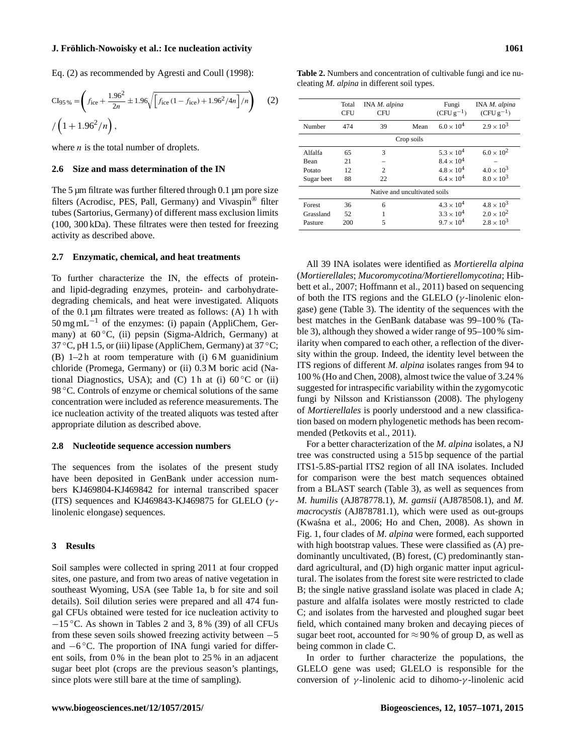Eq. (2) as recommended by Agresti and Coull (1998):

$$\mathrm{CI}_{95\,\%} = \left( f_{\mathrm{ice}} + \frac{1.96^2}{2n} \pm 1.96\sqrt{\left[ f_{\mathrm{ice}}\left(1 - f_{\mathrm{ice}}\right) + 1.96^2/4n \right]/n} \right) \Big/ \left(1 + 1.96^2/n\right), \quad (2)$$

where $n$ is the total number of droplets.

### 2.6 Size and mass determination of the IN

The 5 µm filtrate was further filtered through 0.1 µm pore size filters (Acrodisc, PES, Pall, Germany) and Vivaspin® filter tubes (Sartorius, Germany) of different mass exclusion limits (100, 300 kDa). These filtrates were then tested for freezing activity as described above.

### 2.7 Enzymatic, chemical, and heat treatments

To further characterize the IN, the effects of protein- and lipid-degrading enzymes, protein- and carbohydrate-degrading chemicals, and heat were investigated. Aliquots of the 0.1 µm filtrates were treated as follows: (A) 1 h with 50 mg mL$^{-1}$ of the enzymes: (i) papain (AppliChem, Germany) at 60 °C, (ii) pepsin (Sigma-Aldrich, Germany) at 37 °C, pH 1.5, or (iii) lipase (AppliChem, Germany) at 37 °C; (B) 1–2 h at room temperature with (i) 6 M guanidinium chloride (Promega, Germany) or (ii) 0.3 M boric acid (National Diagnostics, USA); and (C) 1 h at (i) 60 °C or (ii) 98 °C. Controls of enzyme or chemical solutions of the same concentration were included as reference measurements. The ice nucleation activity of the treated aliquots was tested after appropriate dilution as described above.

### 2.8 Nucleotide sequence accession numbers

The sequences from the isolates of the present study have been deposited in GenBank under accession numbers KJ469804-KJ469842 for internal transcribed spacer (ITS) sequences and KJ469843-KJ469875 for GLELO ($\gamma$-linolenic elongase) sequences.

## 3 Results

Soil samples were collected in spring 2011 at four cropped sites, one pasture, and from two areas of native vegetation in southeast Wyoming, USA (see Table 1a, b for site and soil details). Soil dilution series were prepared and all 474 fungal CFUs obtained were tested for ice nucleation activity to −15 °C. As shown in Tables 2 and 3, 8 % (39) of all CFUs from these seven soils showed freezing activity between −5 and −6 °C. The proportion of INA fungi varied for different soils, from 0 % in the bean plot to 25 % in an adjacent sugar beet plot (crops are the previous season's plantings, since plots were still bare at the time of sampling).

**Table 2.** Numbers and concentration of cultivable fungi and ice nucleating *M. alpina* in different soil types.

| | Total CFU | INA *M. alpina* CFU | | Fungi (CFU g$^{-1}$) | INA *M. alpina* (CFU g$^{-1}$) |
|---|---|---|---|---|---|
| Number | 474 | 39 | Mean | $6.0 \times 10^4$ | $2.9 \times 10^3$ |
| Crop soils | | | | | |
| Alfalfa | 65 | 3 | | $5.3 \times 10^4$ | $6.0 \times 10^2$ |
| Bean | 21 | – | | $8.4 \times 10^4$ | – |
| Potato | 12 | 2 | | $4.8 \times 10^4$ | $4.0 \times 10^3$ |
| Sugar beet | 88 | 22 | | $6.4 \times 10^4$ | $8.0 \times 10^3$ |
| Native and uncultivated soils | | | | | |
| Forest | 36 | 6 | | $4.3 \times 10^4$ | $4.8 \times 10^3$ |
| Grassland | 52 | 1 | | $3.3 \times 10^4$ | $2.0 \times 10^2$ |
| Pasture | 200 | 5 | | $9.7 \times 10^4$ | $2.8 \times 10^3$ |

All 39 INA isolates were identified as *Mortierella alpina* (*Mortierellales*; *Mucoromycotina/Mortierellomycotina*; Hibbett et al., 2007; Hoffmann et al., 2011) based on sequencing of both the ITS regions and the GLELO ($\gamma$-linolenic elongase) gene (Table 3). The identity of the sequences with the best matches in the GenBank database was 99–100 % (Table 3), although they showed a wider range of 95–100 % similarity when compared to each other, a reflection of the diversity within the group. Indeed, the identity level between the ITS regions of different *M. alpina* isolates ranges from 94 to 100 % (Ho and Chen, 2008), almost twice the value of 3.24 % suggested for intraspecific variability within the zygomycotic fungi by Nilsson and Kristiansson (2008). The phylogeny of *Mortierellales* is poorly understood and a new classification based on modern phylogenetic methods has been recommended (Petkovits et al., 2011).

For a better characterization of the *M. alpina* isolates, a NJ tree was constructed using a 515 bp sequence of the partial ITS1-5.8S-partial ITS2 region of all INA isolates. Included for comparison were the best match sequences obtained from a BLAST search (Table 3), as well as sequences from *M. humilis* (AJ878778.1), *M. gamsii* (AJ878508.1), and *M. macrocystis* (AJ878781.1), which were used as out-groups (Kwaśna et al., 2006; Ho and Chen, 2008). As shown in Fig. 1, four clades of *M. alpina* were formed, each supported with high bootstrap values. These were classified as (A) predominantly uncultivated, (B) forest, (C) predominantly standard agricultural, and (D) high organic matter input agricultural. The isolates from the forest site were restricted to clade B; the single native grassland isolate was placed in clade A; pasture and alfalfa isolates were mostly restricted to clade C; and isolates from the harvested and ploughed sugar beet field, which contained many broken and decaying pieces of sugar beet root, accounted for ≈ 90 % of group D, as well as being common in clade C.

In order to further characterize the populations, the GLELO gene was used; GLELO is responsible for the conversion of $\gamma$-linolenic acid to dihomo-$\gamma$-linolenic acid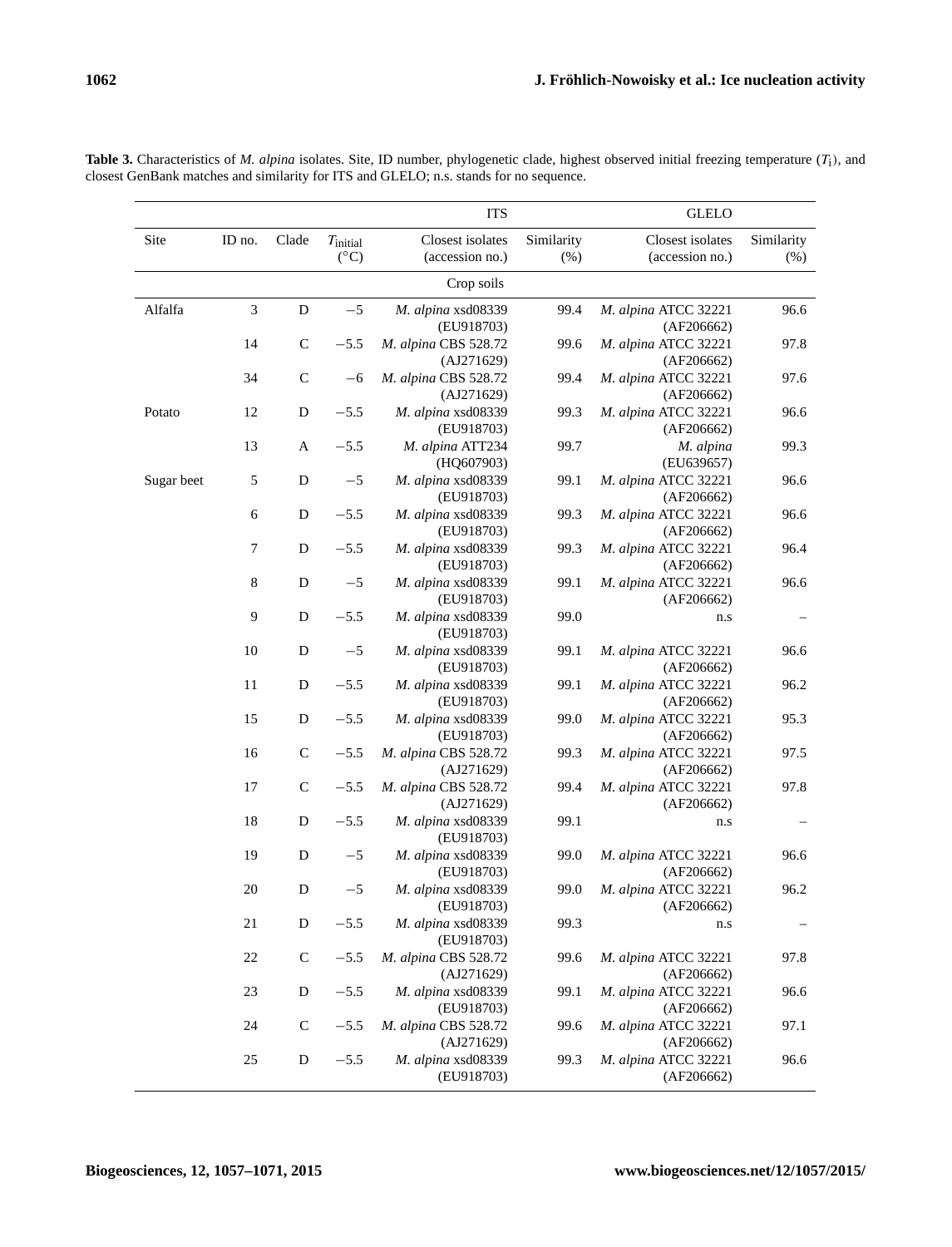**Table 3.** Characteristics of *M. alpina* isolates. Site, ID number, phylogenetic clade, highest observed initial freezing temperature ($T_\mathrm{i}$), and closest GenBank matches and similarity for ITS and GLELO; n.s. stands for no sequence.

| | | | | ITS | | GLELO | |
|---|---|---|---|---|---|---|---|
| Site | ID no. | Clade | $T_{\mathrm{initial}}$ (°C) | Closest isolates (accession no.) | Similarity (%) | Closest isolates (accession no.) | Similarity (%) |
| Crop soils | | | | | | | |
| Alfalfa | 3 | D | −5 | *M. alpina* xsd08339 (EU918703) | 99.4 | *M. alpina* ATCC 32221 (AF206662) | 96.6 |
| | 14 | C | −5.5 | *M. alpina* CBS 528.72 (AJ271629) | 99.6 | *M. alpina* ATCC 32221 (AF206662) | 97.8 |
| | 34 | C | −6 | *M. alpina* CBS 528.72 (AJ271629) | 99.4 | *M. alpina* ATCC 32221 (AF206662) | 97.6 |
| Potato | 12 | D | −5.5 | *M. alpina* xsd08339 (EU918703) | 99.3 | *M. alpina* ATCC 32221 (AF206662) | 96.6 |
| | 13 | A | −5.5 | *M. alpina* ATT234 (HQ607903) | 99.7 | *M. alpina* (EU639657) | 99.3 |
| Sugar beet | 5 | D | −5 | *M. alpina* xsd08339 (EU918703) | 99.1 | *M. alpina* ATCC 32221 (AF206662) | 96.6 |
| | 6 | D | −5.5 | *M. alpina* xsd08339 (EU918703) | 99.3 | *M. alpina* ATCC 32221 (AF206662) | 96.6 |
| | 7 | D | −5.5 | *M. alpina* xsd08339 (EU918703) | 99.3 | *M. alpina* ATCC 32221 (AF206662) | 96.4 |
| | 8 | D | −5 | *M. alpina* xsd08339 (EU918703) | 99.1 | *M. alpina* ATCC 32221 (AF206662) | 96.6 |
| | 9 | D | −5.5 | *M. alpina* xsd08339 (EU918703) | 99.0 | n.s | – |
| | 10 | D | −5 | *M. alpina* xsd08339 (EU918703) | 99.1 | *M. alpina* ATCC 32221 (AF206662) | 96.6 |
| | 11 | D | −5.5 | *M. alpina* xsd08339 (EU918703) | 99.1 | *M. alpina* ATCC 32221 (AF206662) | 96.2 |
| | 15 | D | −5.5 | *M. alpina* xsd08339 (EU918703) | 99.0 | *M. alpina* ATCC 32221 (AF206662) | 95.3 |
| | 16 | C | −5.5 | *M. alpina* CBS 528.72 (AJ271629) | 99.3 | *M. alpina* ATCC 32221 (AF206662) | 97.5 |
| | 17 | C | −5.5 | *M. alpina* CBS 528.72 (AJ271629) | 99.4 | *M. alpina* ATCC 32221 (AF206662) | 97.8 |
| | 18 | D | −5.5 | *M. alpina* xsd08339 (EU918703) | 99.1 | n.s | – |
| | 19 | D | −5 | *M. alpina* xsd08339 (EU918703) | 99.0 | *M. alpina* ATCC 32221 (AF206662) | 96.6 |
| | 20 | D | −5 | *M. alpina* xsd08339 (EU918703) | 99.0 | *M. alpina* ATCC 32221 (AF206662) | 96.2 |
| | 21 | D | −5.5 | *M. alpina* xsd08339 (EU918703) | 99.3 | n.s | – |
| | 22 | C | −5.5 | *M. alpina* CBS 528.72 (AJ271629) | 99.6 | *M. alpina* ATCC 32221 (AF206662) | 97.8 |
| | 23 | D | −5.5 | *M. alpina* xsd08339 (EU918703) | 99.1 | *M. alpina* ATCC 32221 (AF206662) | 96.6 |
| | 24 | C | −5.5 | *M. alpina* CBS 528.72 (AJ271629) | 99.6 | *M. alpina* ATCC 32221 (AF206662) | 97.1 |
| | 25 | D | −5.5 | *M. alpina* xsd08339 (EU918703) | 99.3 | *M. alpina* ATCC 32221 (AF206662) | 96.6 |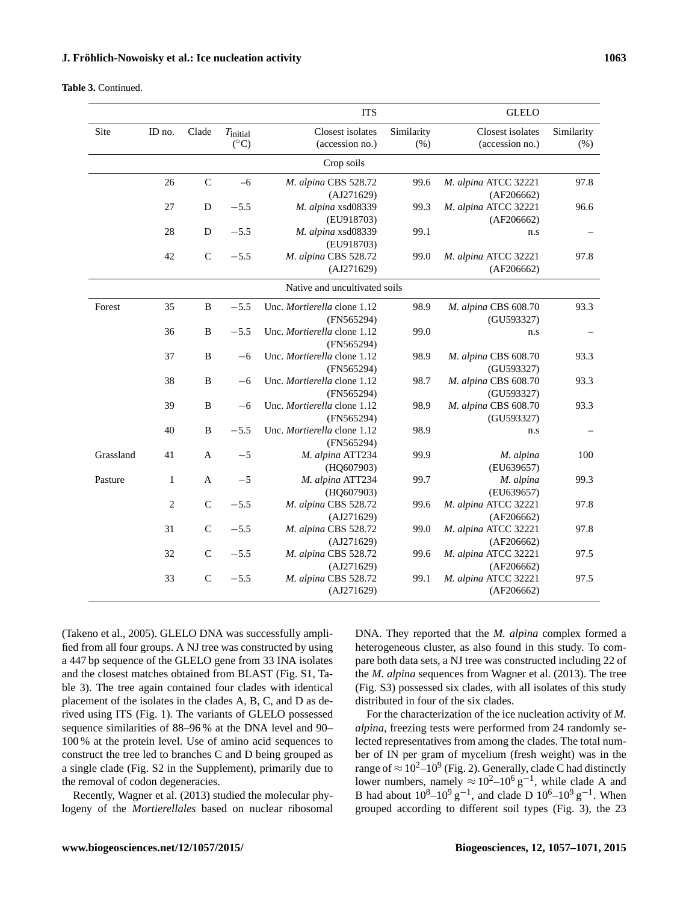**Table 3.** Continued.

| Site | ID no. | Clade | $T_{\text{initial}}$ (°C) | ITS Closest isolates (accession no.) | ITS Similarity (%) | GLELO Closest isolates (accession no.) | GLELO Similarity (%) |
|---|---|---|---|---|---|---|---|
| **Crop soils** | | | | | | | |
| | 26 | C | −6 | *M. alpina* CBS 528.72 (AJ271629) | 99.6 | *M. alpina* ATCC 32221 (AF206662) | 97.8 |
| | 27 | D | −5.5 | *M. alpina* xsd08339 (EU918703) | 99.3 | *M. alpina* ATCC 32221 (AF206662) | 96.6 |
| | 28 | D | −5.5 | *M. alpina* xsd08339 (EU918703) | 99.1 | n.s | – |
| | 42 | C | −5.5 | *M. alpina* CBS 528.72 (AJ271629) | 99.0 | *M. alpina* ATCC 32221 (AF206662) | 97.8 |
| **Native and uncultivated soils** | | | | | | | |
| Forest | 35 | B | −5.5 | Unc. *Mortierella* clone 1.12 (FN565294) | 98.9 | *M. alpina* CBS 608.70 (GU593327) | 93.3 |
| | 36 | B | −5.5 | Unc. *Mortierella* clone 1.12 (FN565294) | 99.0 | n.s | – |
| | 37 | B | −6 | Unc. *Mortierella* clone 1.12 (FN565294) | 98.9 | *M. alpina* CBS 608.70 (GU593327) | 93.3 |
| | 38 | B | −6 | Unc. *Mortierella* clone 1.12 (FN565294) | 98.7 | *M. alpina* CBS 608.70 (GU593327) | 93.3 |
| | 39 | B | −6 | Unc. *Mortierella* clone 1.12 (FN565294) | 98.9 | *M. alpina* CBS 608.70 (GU593327) | 93.3 |
| | 40 | B | −5.5 | Unc. *Mortierella* clone 1.12 (FN565294) | 98.9 | n.s | – |
| Grassland | 41 | A | −5 | *M. alpina* ATT234 (HQ607903) | 99.9 | *M. alpina* (EU639657) | 100 |
| Pasture | 1 | A | −5 | *M. alpina* ATT234 (HQ607903) | 99.7 | *M. alpina* (EU639657) | 99.3 |
| | 2 | C | −5.5 | *M. alpina* CBS 528.72 (AJ271629) | 99.6 | *M. alpina* ATCC 32221 (AF206662) | 97.8 |
| | 31 | C | −5.5 | *M. alpina* CBS 528.72 (AJ271629) | 99.0 | *M. alpina* ATCC 32221 (AF206662) | 97.8 |
| | 32 | C | −5.5 | *M. alpina* CBS 528.72 (AJ271629) | 99.6 | *M. alpina* ATCC 32221 (AF206662) | 97.5 |
| | 33 | C | −5.5 | *M. alpina* CBS 528.72 (AJ271629) | 99.1 | *M. alpina* ATCC 32221 (AF206662) | 97.5 |

(Takeno et al., 2005). GLELO DNA was successfully amplified from all four groups. A NJ tree was constructed by using a 447 bp sequence of the GLELO gene from 33 INA isolates and the closest matches obtained from BLAST (Fig. S1, Table 3). The tree again contained four clades with identical placement of the isolates in the clades A, B, C, and D as derived using ITS (Fig. 1). The variants of GLELO possessed sequence similarities of 88–96 % at the DNA level and 90–100 % at the protein level. Use of amino acid sequences to construct the tree led to branches C and D being grouped as a single clade (Fig. S2 in the Supplement), primarily due to the removal of codon degeneracies.

Recently, Wagner et al. (2013) studied the molecular phylogeny of the *Mortierellales* based on nuclear ribosomal DNA. They reported that the *M. alpina* complex formed a heterogeneous cluster, as also found in this study. To compare both data sets, a NJ tree was constructed including 22 of the *M. alpina* sequences from Wagner et al. (2013). The tree (Fig. S3) possessed six clades, with all isolates of this study distributed in four of the six clades.

For the characterization of the ice nucleation activity of *M. alpina*, freezing tests were performed from 24 randomly selected representatives from among the clades. The total number of IN per gram of mycelium (fresh weight) was in the range of $\approx 10^2$–$10^9$ (Fig. 2). Generally, clade C had distinctly lower numbers, namely $\approx 10^2$–$10^6\,\text{g}^{-1}$, while clade A and B had about $10^8$–$10^9\,\text{g}^{-1}$, and clade D $10^6$–$10^9\,\text{g}^{-1}$. When grouped according to different soil types (Fig. 3), the 23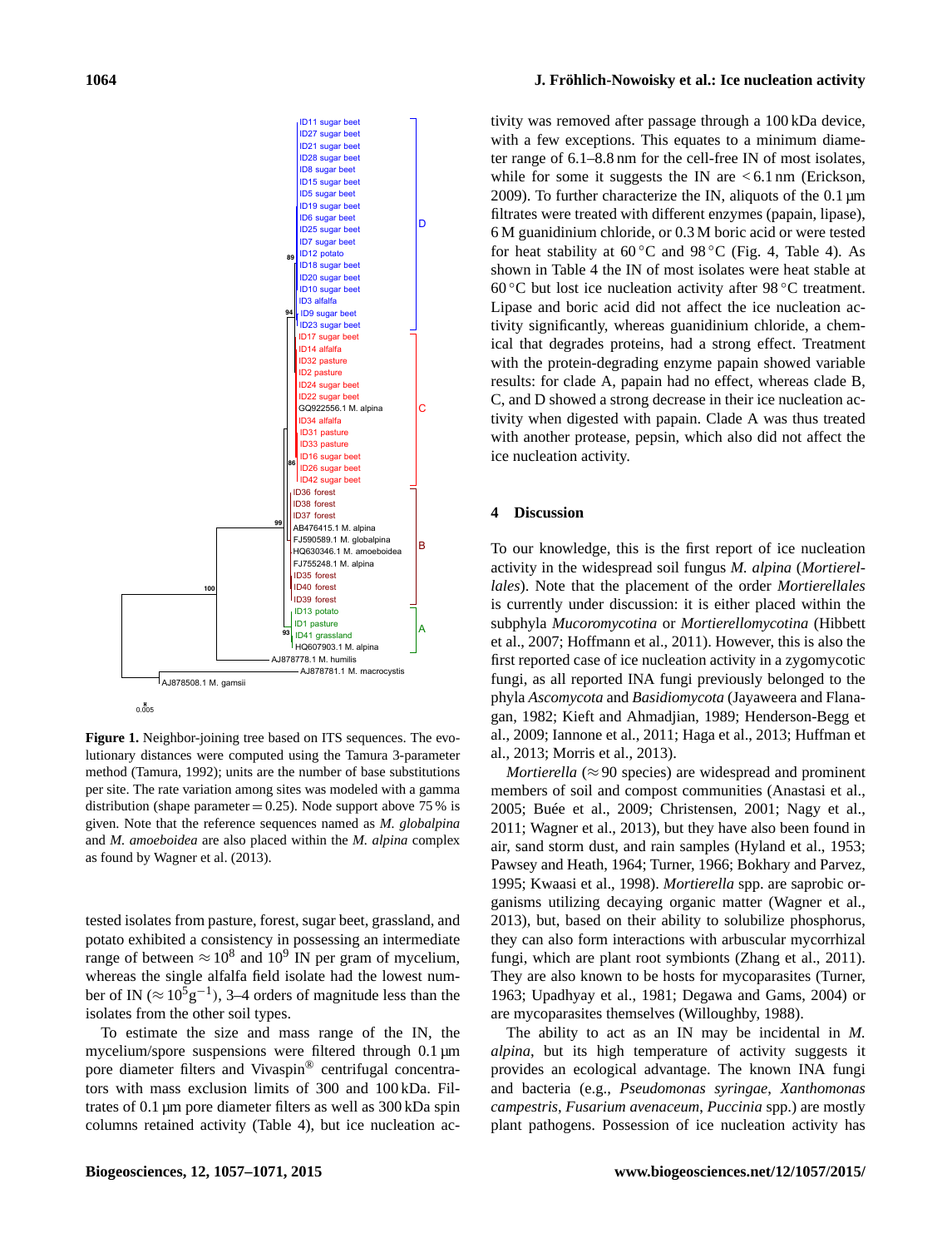Figure 1. Neighbor-joining tree based on ITS sequences. The evolutionary distances were computed using the Tamura 3-parameter method (Tamura, 1992); units are the number of base substitutions per site. The rate variation among sites was modeled with a gamma distribution (shape parameter = 0.25). Node support above 75 % is given. Note that the reference sequences named as *M. globalpina* and *M. amoeboidea* are also placed within the *M. alpina* complex as found by Wagner et al. (2013).

tested isolates from pasture, forest, sugar beet, grassland, and potato exhibited a consistency in possessing an intermediate range of between $\approx 10^8$ and $10^9$ IN per gram of mycelium, whereas the single alfalfa field isolate had the lowest number of IN ($\approx 10^5 g^{-1}$), 3–4 orders of magnitude less than the isolates from the other soil types.

To estimate the size and mass range of the IN, the mycelium/spore suspensions were filtered through 0.1 µm pore diameter filters and Vivaspin® centrifugal concentrators with mass exclusion limits of 300 and 100 kDa. Filtrates of 0.1 µm pore diameter filters as well as 300 kDa spin columns retained activity (Table 4), but ice nucleation activity was removed after passage through a 100 kDa device, with a few exceptions. This equates to a minimum diameter range of 6.1–8.8 nm for the cell-free IN of most isolates, while for some it suggests the IN are < 6.1 nm (Erickson, 2009). To further characterize the IN, aliquots of the 0.1 µm filtrates were treated with different enzymes (papain, lipase), 6 M guanidinium chloride, or 0.3 M boric acid or were tested for heat stability at 60 °C and 98 °C (Fig. 4, Table 4). As shown in Table 4 the IN of most isolates were heat stable at 60 °C but lost ice nucleation activity after 98 °C treatment. Lipase and boric acid did not affect the ice nucleation activity significantly, whereas guanidinium chloride, a chemical that degrades proteins, had a strong effect. Treatment with the protein-degrading enzyme papain showed variable results: for clade A, papain had no effect, whereas clade B, C, and D showed a strong decrease in their ice nucleation activity when digested with papain. Clade A was thus treated with another protease, pepsin, which also did not affect the ice nucleation activity.

## 4 Discussion

To our knowledge, this is the first report of ice nucleation activity in the widespread soil fungus *M. alpina* (*Mortierellales*). Note that the placement of the order *Mortierellales* is currently under discussion: it is either placed within the subphyla *Mucoromycotina* or *Mortierellomycotina* (Hibbett et al., 2007; Hoffmann et al., 2011). However, this is also the first reported case of ice nucleation activity in a zygomycotic fungi, as all reported INA fungi previously belonged to the phyla *Ascomycota* and *Basidiomycota* (Jayaweera and Flanagan, 1982; Kieft and Ahmadjian, 1989; Henderson-Begg et al., 2009; Iannone et al., 2011; Haga et al., 2013; Huffman et al., 2013; Morris et al., 2013).

*Mortierella* ($\approx$ 90 species) are widespread and prominent members of soil and compost communities (Anastasi et al., 2005; Buée et al., 2009; Christensen, 2001; Nagy et al., 2011; Wagner et al., 2013), but they have also been found in air, sand storm dust, and rain samples (Hyland et al., 1953; Pawsey and Heath, 1964; Turner, 1966; Bokhary and Parvez, 1995; Kwaasi et al., 1998). *Mortierella* spp. are saprobic organisms utilizing decaying organic matter (Wagner et al., 2013), but, based on their ability to solubilize phosphorus, they can also form interactions with arbuscular mycorrhizal fungi, which are plant root symbionts (Zhang et al., 2011). They are also known to be hosts for mycoparasites (Turner, 1963; Upadhyay et al., 1981; Degawa and Gams, 2004) or are mycoparasites themselves (Willoughby, 1988).

The ability to act as an IN may be incidental in *M. alpina*, but its high temperature of activity suggests it provides an ecological advantage. The known INA fungi and bacteria (e.g., *Pseudomonas syringae*, *Xanthomonas campestris*, *Fusarium avenaceum*, *Puccinia* spp.) are mostly plant pathogens. Possession of ice nucleation activity has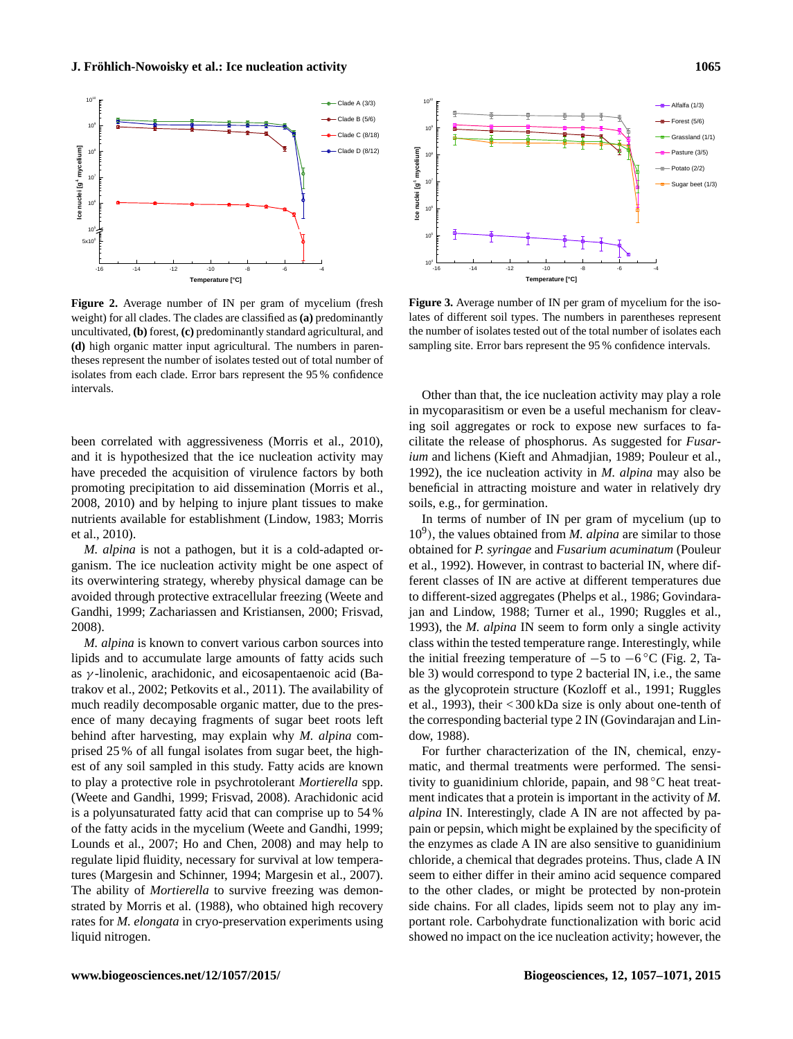**Figure 2.** Average number of IN per gram of mycelium (fresh weight) for all clades. The clades are classified as **(a)** predominantly uncultivated, **(b)** forest, **(c)** predominantly standard agricultural, and **(d)** high organic matter input agricultural. The numbers in parentheses represent the number of isolates tested out of total number of isolates from each clade. Error bars represent the 95 % confidence intervals.

**Figure 3.** Average number of IN per gram of mycelium for the isolates of different soil types. The numbers in parentheses represent the number of isolates tested out of the total number of isolates each sampling site. Error bars represent the 95 % confidence intervals.

been correlated with aggressiveness (Morris et al., 2010), and it is hypothesized that the ice nucleation activity may have preceded the acquisition of virulence factors by both promoting precipitation to aid dissemination (Morris et al., 2008, 2010) and by helping to injure plant tissues to make nutrients available for establishment (Lindow, 1983; Morris et al., 2010).

*M. alpina* is not a pathogen, but it is a cold-adapted organism. The ice nucleation activity might be one aspect of its overwintering strategy, whereby physical damage can be avoided through protective extracellular freezing (Weete and Gandhi, 1999; Zachariassen and Kristiansen, 2000; Frisvad, 2008).

*M. alpina* is known to convert various carbon sources into lipids and to accumulate large amounts of fatty acids such as $\gamma$-linolenic, arachidonic, and eicosapentaenoic acid (Batrakov et al., 2002; Petkovits et al., 2011). The availability of much readily decomposable organic matter, due to the presence of many decaying fragments of sugar beet roots left behind after harvesting, may explain why *M. alpina* comprised 25 % of all fungal isolates from sugar beet, the highest of any soil sampled in this study. Fatty acids are known to play a protective role in psychrotolerant *Mortierella* spp. (Weete and Gandhi, 1999; Frisvad, 2008). Arachidonic acid is a polyunsaturated fatty acid that can comprise up to 54 % of the fatty acids in the mycelium (Weete and Gandhi, 1999; Lounds et al., 2007; Ho and Chen, 2008) and may help to regulate lipid fluidity, necessary for survival at low temperatures (Margesin and Schinner, 1994; Margesin et al., 2007). The ability of *Mortierella* to survive freezing was demonstrated by Morris et al. (1988), who obtained high recovery rates for *M. elongata* in cryo-preservation experiments using liquid nitrogen.

Other than that, the ice nucleation activity may play a role in mycoparasitism or even be a useful mechanism for cleaving soil aggregates or rock to expose new surfaces to facilitate the release of phosphorus. As suggested for *Fusarium* and lichens (Kieft and Ahmadjian, 1989; Pouleur et al., 1992), the ice nucleation activity in *M. alpina* may also be beneficial in attracting moisture and water in relatively dry soils, e.g., for germination.

In terms of number of IN per gram of mycelium (up to $10^9$), the values obtained from *M. alpina* are similar to those obtained for *P. syringae* and *Fusarium acuminatum* (Pouleur et al., 1992). However, in contrast to bacterial IN, where different classes of IN are active at different temperatures due to different-sized aggregates (Phelps et al., 1986; Govindarajan and Lindow, 1988; Turner et al., 1990; Ruggles et al., 1993), the *M. alpina* IN seem to form only a single activity class within the tested temperature range. Interestingly, while the initial freezing temperature of $-5$ to $-6\,^{\circ}$C (Fig. 2, Table 3) would correspond to type 2 bacterial IN, i.e., the same as the glycoprotein structure (Kozloff et al., 1991; Ruggles et al., 1993), their < 300 kDa size is only about one-tenth of the corresponding bacterial type 2 IN (Govindarajan and Lindow, 1988).

For further characterization of the IN, chemical, enzymatic, and thermal treatments were performed. The sensitivity to guanidinium chloride, papain, and 98 °C heat treatment indicates that a protein is important in the activity of *M. alpina* IN. Interestingly, clade A IN are not affected by papain or pepsin, which might be explained by the specificity of the enzymes as clade A IN are also sensitive to guanidinium chloride, a chemical that degrades proteins. Thus, clade A IN seem to either differ in their amino acid sequence compared to the other clades, or might be protected by non-protein side chains. For all clades, lipids seem not to play any important role. Carbohydrate functionalization with boric acid showed no impact on the ice nucleation activity; however, the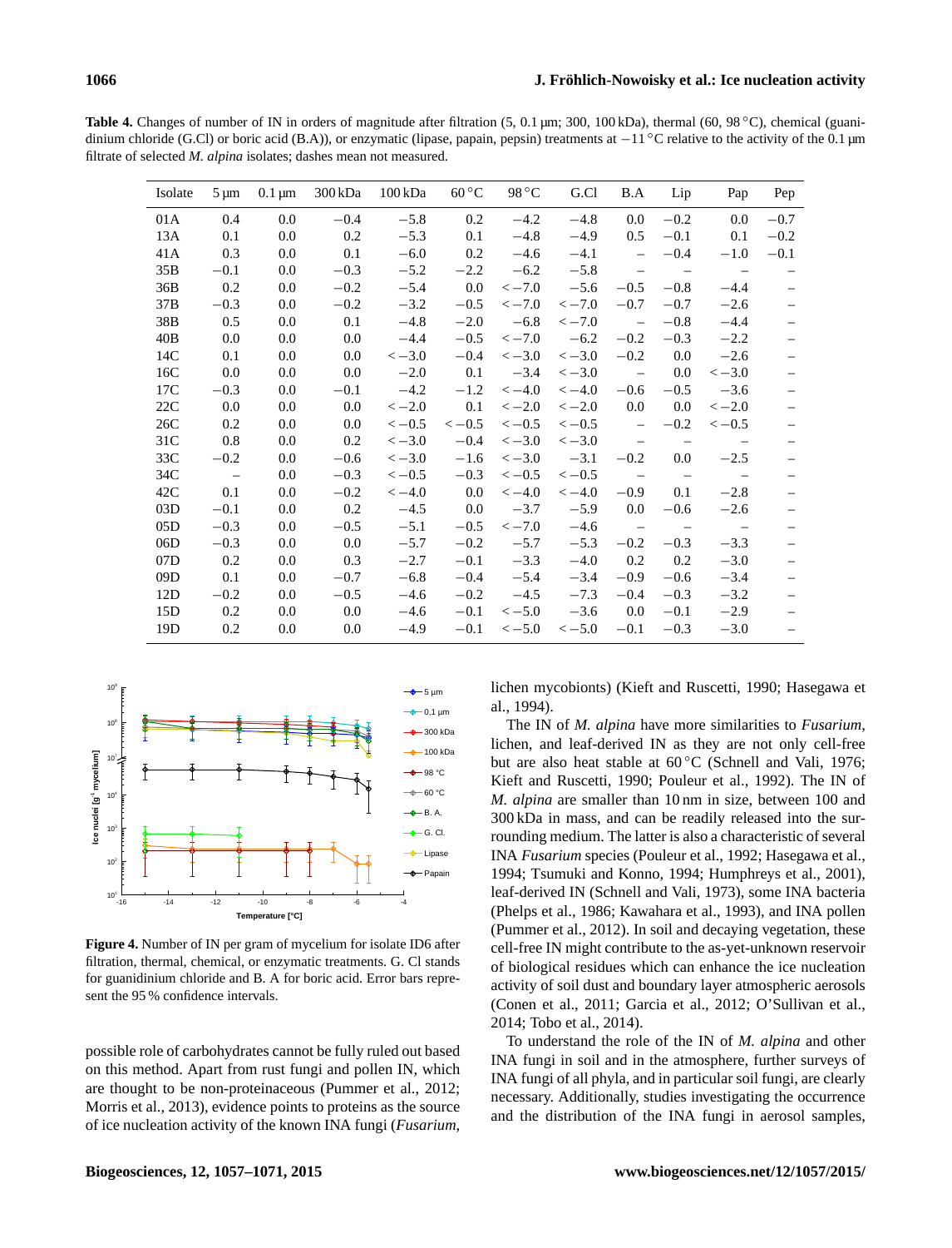**Table 4.** Changes of number of IN in orders of magnitude after filtration (5, 0.1 µm; 300, 100 kDa), thermal (60, 98 °C), chemical (guanidinium chloride (G.Cl) or boric acid (B.A)), or enzymatic (lipase, papain, pepsin) treatments at −11 °C relative to the activity of the 0.1 µm filtrate of selected *M. alpina* isolates; dashes mean not measured.

| Isolate | 5 µm | 0.1 µm | 300 kDa | 100 kDa | 60 °C | 98 °C | G.Cl | B.A | Lip | Pap | Pep |
|---|---|---|---|---|---|---|---|---|---|---|---|
| 01A | 0.4 | 0.0 | −0.4 | −5.8 | 0.2 | −4.2 | −4.8 | 0.0 | −0.2 | 0.0 | −0.7 |
| 13A | 0.1 | 0.0 | 0.2 | −5.3 | 0.1 | −4.8 | −4.9 | 0.5 | −0.1 | 0.1 | −0.2 |
| 41A | 0.3 | 0.0 | 0.1 | −6.0 | 0.2 | −4.6 | −4.1 | – | −0.4 | −1.0 | −0.1 |
| 35B | −0.1 | 0.0 | −0.3 | −5.2 | −2.2 | −6.2 | −5.8 | – | – | – | – |
| 36B | 0.2 | 0.0 | −0.2 | −5.4 | 0.0 | < −7.0 | −5.6 | −0.5 | −0.8 | −4.4 | – |
| 37B | −0.3 | 0.0 | −0.2 | −3.2 | −0.5 | < −7.0 | < −7.0 | −0.7 | −0.7 | −2.6 | – |
| 38B | 0.5 | 0.0 | 0.1 | −4.8 | −2.0 | −6.8 | < −7.0 | – | −0.8 | −4.4 | – |
| 40B | 0.0 | 0.0 | 0.0 | −4.4 | −0.5 | < −7.0 | −6.2 | −0.2 | −0.3 | −2.2 | – |
| 14C | 0.1 | 0.0 | 0.0 | < −3.0 | −0.4 | < −3.0 | < −3.0 | −0.2 | 0.0 | −2.6 | – |
| 16C | 0.0 | 0.0 | 0.0 | −2.0 | 0.1 | −3.4 | < −3.0 | – | 0.0 | < −3.0 | – |
| 17C | −0.3 | 0.0 | −0.1 | −4.2 | −1.2 | < −4.0 | < −4.0 | −0.6 | −0.5 | −3.6 | – |
| 22C | 0.0 | 0.0 | 0.0 | < −2.0 | 0.1 | < −2.0 | < −2.0 | 0.0 | 0.0 | < −2.0 | – |
| 26C | 0.2 | 0.0 | 0.0 | < −0.5 | < −0.5 | < −0.5 | < −0.5 | – | −0.2 | < −0.5 | – |
| 31C | 0.8 | 0.0 | 0.2 | < −3.0 | −0.4 | < −3.0 | < −3.0 | – | – | – | – |
| 33C | −0.2 | 0.0 | −0.6 | < −3.0 | −1.6 | < −3.0 | −3.1 | −0.2 | 0.0 | −2.5 | – |
| 34C | – | 0.0 | −0.3 | < −0.5 | −0.3 | < −0.5 | < −0.5 | – | – | – | – |
| 42C | 0.1 | 0.0 | −0.2 | < −4.0 | 0.0 | < −4.0 | < −4.0 | −0.9 | 0.1 | −2.8 | – |
| 03D | −0.1 | 0.0 | 0.2 | −4.5 | 0.0 | −3.7 | −5.9 | 0.0 | −0.6 | −2.6 | – |
| 05D | −0.3 | 0.0 | −0.5 | −5.1 | −0.5 | < −7.0 | −4.6 | – | – | – | – |
| 06D | −0.3 | 0.0 | 0.0 | −5.7 | −0.2 | −5.7 | −5.3 | −0.2 | −0.3 | −3.3 | – |
| 07D | 0.2 | 0.0 | 0.3 | −2.7 | −0.1 | −3.3 | −4.0 | 0.2 | 0.2 | −3.0 | – |
| 09D | 0.1 | 0.0 | −0.7 | −6.8 | −0.4 | −5.4 | −3.4 | −0.9 | −0.6 | −3.4 | – |
| 12D | −0.2 | 0.0 | −0.5 | −4.6 | −0.2 | −4.5 | −7.3 | −0.4 | −0.3 | −3.2 | – |
| 15D | 0.2 | 0.0 | 0.0 | −4.6 | −0.1 | < −5.0 | −3.6 | 0.0 | −0.1 | −2.9 | – |
| 19D | 0.2 | 0.0 | 0.0 | −4.9 | −0.1 | < −5.0 | < −5.0 | −0.1 | −0.3 | −3.0 | – |

**Figure 4.** Number of IN per gram of mycelium for isolate ID6 after filtration, thermal, chemical, or enzymatic treatments. G. Cl stands for guanidinium chloride and B. A for boric acid. Error bars represent the 95 % confidence intervals.

possible role of carbohydrates cannot be fully ruled out based on this method. Apart from rust fungi and pollen IN, which are thought to be non-proteinaceous (Pummer et al., 2012; Morris et al., 2013), evidence points to proteins as the source of ice nucleation activity of the known INA fungi (*Fusarium*, lichen mycobionts) (Kieft and Ruscetti, 1990; Hasegawa et al., 1994).

The IN of *M. alpina* have more similarities to *Fusarium*, lichen, and leaf-derived IN as they are not only cell-free but are also heat stable at 60 °C (Schnell and Vali, 1976; Kieft and Ruscetti, 1990; Pouleur et al., 1992). The IN of *M. alpina* are smaller than 10 nm in size, between 100 and 300 kDa in mass, and can be readily released into the surrounding medium. The latter is also a characteristic of several INA *Fusarium* species (Pouleur et al., 1992; Hasegawa et al., 1994; Tsumuki and Konno, 1994; Humphreys et al., 2001), leaf-derived IN (Schnell and Vali, 1973), some INA bacteria (Phelps et al., 1986; Kawahara et al., 1993), and INA pollen (Pummer et al., 2012). In soil and decaying vegetation, these cell-free IN might contribute to the as-yet-unknown reservoir of biological residues which can enhance the ice nucleation activity of soil dust and boundary layer atmospheric aerosols (Conen et al., 2011; Garcia et al., 2012; O'Sullivan et al., 2014; Tobo et al., 2014).

To understand the role of the IN of *M. alpina* and other INA fungi in soil and in the atmosphere, further surveys of INA fungi of all phyla, and in particular soil fungi, are clearly necessary. Additionally, studies investigating the occurrence and the distribution of the INA fungi in aerosol samples,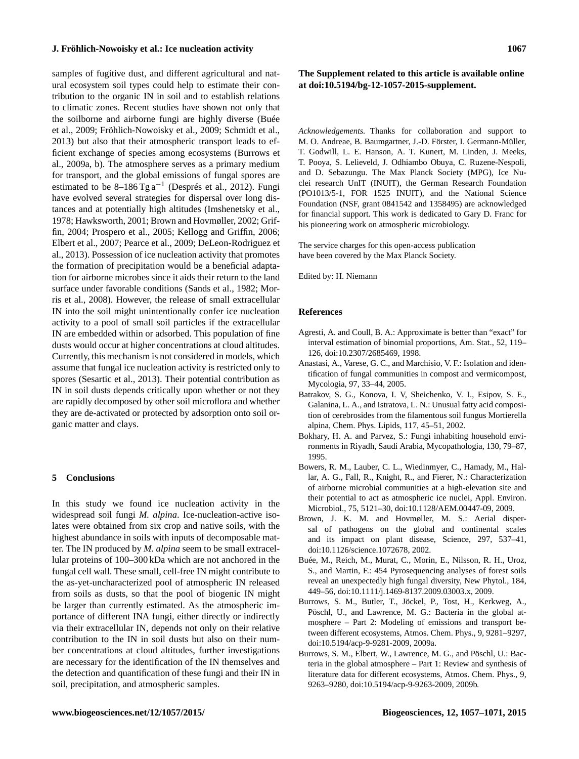samples of fugitive dust, and different agricultural and natural ecosystem soil types could help to estimate their contribution to the organic IN in soil and to establish relations to climatic zones. Recent studies have shown not only that the soilborne and airborne fungi are highly diverse (Buée et al., 2009; Fröhlich-Nowoisky et al., 2009; Schmidt et al., 2013) but also that their atmospheric transport leads to efficient exchange of species among ecosystems (Burrows et al., 2009a, b). The atmosphere serves as a primary medium for transport, and the global emissions of fungal spores are estimated to be 8–186 $\mathrm{Tg\,a^{-1}}$ (Després et al., 2012). Fungi have evolved several strategies for dispersal over long distances and at potentially high altitudes (Imshenetsky et al., 1978; Hawksworth, 2001; Brown and Hovmøller, 2002; Griffin, 2004; Prospero et al., 2005; Kellogg and Griffin, 2006; Elbert et al., 2007; Pearce et al., 2009; DeLeon-Rodriguez et al., 2013). Possession of ice nucleation activity that promotes the formation of precipitation would be a beneficial adaptation for airborne microbes since it aids their return to the land surface under favorable conditions (Sands et al., 1982; Morris et al., 2008). However, the release of small extracellular IN into the soil might unintentionally confer ice nucleation activity to a pool of small soil particles if the extracellular IN are embedded within or adsorbed. This population of fine dusts would occur at higher concentrations at cloud altitudes. Currently, this mechanism is not considered in models, which assume that fungal ice nucleation activity is restricted only to spores (Sesartic et al., 2013). Their potential contribution as IN in soil dusts depends critically upon whether or not they are rapidly decomposed by other soil microflora and whether they are de-activated or protected by adsorption onto soil organic matter and clays.

## 5 Conclusions

In this study we found ice nucleation activity in the widespread soil fungi *M. alpina*. Ice-nucleation-active isolates were obtained from six crop and native soils, with the highest abundance in soils with inputs of decomposable matter. The IN produced by *M. alpina* seem to be small extracellular proteins of 100–300 kDa which are not anchored in the fungal cell wall. These small, cell-free IN might contribute to the as-yet-uncharacterized pool of atmospheric IN released from soils as dusts, so that the pool of biogenic IN might be larger than currently estimated. As the atmospheric importance of different INA fungi, either directly or indirectly via their extracellular IN, depends not only on their relative contribution to the IN in soil dusts but also on their number concentrations at cloud altitudes, further investigations are necessary for the identification of the IN themselves and the detection and quantification of these fungi and their IN in soil, precipitation, and atmospheric samples.

**The Supplement related to this article is available online at doi:10.5194/bg-12-1057-2015-supplement.**

*Acknowledgements.* Thanks for collaboration and support to M. O. Andreae, B. Baumgartner, J.-D. Förster, I. Germann-Müller, T. Godwill, L. E. Hanson, A. T. Kunert, M. Linden, J. Meeks, T. Pooya, S. Lelieveld, J. Odhiambo Obuya, C. Ruzene-Nespoli, and D. Sebazungu. The Max Planck Society (MPG), Ice Nuclei research UnIT (INUIT), the German Research Foundation (PO1013/5-1, FOR 1525 INUIT), and the National Science Foundation (NSF, grant 0841542 and 1358495) are acknowledged for financial support. This work is dedicated to Gary D. Franc for his pioneering work on atmospheric microbiology.

The service charges for this open-access publication have been covered by the Max Planck Society.

Edited by: H. Niemann

## References

Agresti, A. and Coull, B. A.: Approximate is better than "exact" for interval estimation of binomial proportions, Am. Stat., 52, 119–126, doi:10.2307/2685469, 1998.

Anastasi, A., Varese, G. C., and Marchisio, V. F.: Isolation and identification of fungal communities in compost and vermicompost, Mycologia, 97, 33–44, 2005.

Batrakov, S. G., Konova, I. V, Sheichenko, V. I., Esipov, S. E., Galanina, L. A., and Istratova, L. N.: Unusual fatty acid composition of cerebrosides from the filamentous soil fungus Mortierella alpina, Chem. Phys. Lipids, 117, 45–51, 2002.

Bokhary, H. A. and Parvez, S.: Fungi inhabiting household environments in Riyadh, Saudi Arabia, Mycopathologia, 130, 79–87, 1995.

Bowers, R. M., Lauber, C. L., Wiedinmyer, C., Hamady, M., Hallar, A. G., Fall, R., Knight, R., and Fierer, N.: Characterization of airborne microbial communities at a high-elevation site and their potential to act as atmospheric ice nuclei, Appl. Environ. Microbiol., 75, 5121–30, doi:10.1128/AEM.00447-09, 2009.

Brown, J. K. M. and Hovmøller, M. S.: Aerial dispersal of pathogens on the global and continental scales and its impact on plant disease, Science, 297, 537–41, doi:10.1126/science.1072678, 2002.

Buée, M., Reich, M., Murat, C., Morin, E., Nilsson, R. H., Uroz, S., and Martin, F.: 454 Pyrosequencing analyses of forest soils reveal an unexpectedly high fungal diversity, New Phytol., 184, 449–56, doi:10.1111/j.1469-8137.2009.03003.x, 2009.

Burrows, S. M., Butler, T., Jöckel, P., Tost, H., Kerkweg, A., Pöschl, U., and Lawrence, M. G.: Bacteria in the global atmosphere – Part 2: Modeling of emissions and transport between different ecosystems, Atmos. Chem. Phys., 9, 9281–9297, doi:10.5194/acp-9-9281-2009, 2009a.

Burrows, S. M., Elbert, W., Lawrence, M. G., and Pöschl, U.: Bacteria in the global atmosphere – Part 1: Review and synthesis of literature data for different ecosystems, Atmos. Chem. Phys., 9, 9263–9280, doi:10.5194/acp-9-9263-2009, 2009b.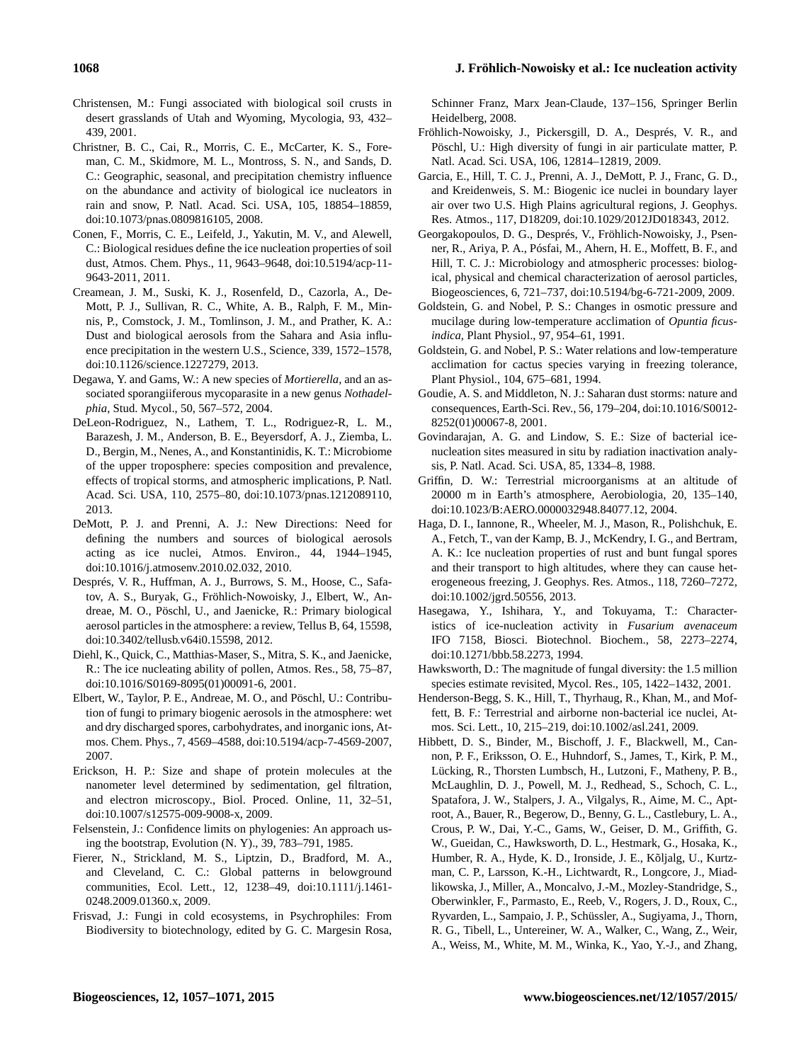Christensen, M.: Fungi associated with biological soil crusts in desert grasslands of Utah and Wyoming, Mycologia, 93, 432–439, 2001.

Christner, B. C., Cai, R., Morris, C. E., McCarter, K. S., Foreman, C. M., Skidmore, M. L., Montross, S. N., and Sands, D. C.: Geographic, seasonal, and precipitation chemistry influence on the abundance and activity of biological ice nucleators in rain and snow, P. Natl. Acad. Sci. USA, 105, 18854–18859, doi:10.1073/pnas.0809816105, 2008.

Conen, F., Morris, C. E., Leifeld, J., Yakutin, M. V., and Alewell, C.: Biological residues define the ice nucleation properties of soil dust, Atmos. Chem. Phys., 11, 9643–9648, doi:10.5194/acp-11-9643-2011, 2011.

Creamean, J. M., Suski, K. J., Rosenfeld, D., Cazorla, A., DeMott, P. J., Sullivan, R. C., White, A. B., Ralph, F. M., Minnis, P., Comstock, J. M., Tomlinson, J. M., and Prather, K. A.: Dust and biological aerosols from the Sahara and Asia influence precipitation in the western U.S., Science, 339, 1572–1578, doi:10.1126/science.1227279, 2013.

Degawa, Y. and Gams, W.: A new species of *Mortierella*, and an associated sporangiiferous mycoparasite in a new genus *Nothadelphia*, Stud. Mycol., 50, 567–572, 2004.

DeLeon-Rodriguez, N., Lathem, T. L., Rodriguez-R, L. M., Barazesh, J. M., Anderson, B. E., Beyersdorf, A. J., Ziemba, L. D., Bergin, M., Nenes, A., and Konstantinidis, K. T.: Microbiome of the upper troposphere: species composition and prevalence, effects of tropical storms, and atmospheric implications, P. Natl. Acad. Sci. USA, 110, 2575–80, doi:10.1073/pnas.1212089110, 2013.

DeMott, P. J. and Prenni, A. J.: New Directions: Need for defining the numbers and sources of biological aerosols acting as ice nuclei, Atmos. Environ., 44, 1944–1945, doi:10.1016/j.atmosenv.2010.02.032, 2010.

Després, V. R., Huffman, A. J., Burrows, S. M., Hoose, C., Safatov, A. S., Buryak, G., Fröhlich-Nowoisky, J., Elbert, W., Andreae, M. O., Pöschl, U., and Jaenicke, R.: Primary biological aerosol particles in the atmosphere: a review, Tellus B, 64, 15598, doi:10.3402/tellusb.v64i0.15598, 2012.

Diehl, K., Quick, C., Matthias-Maser, S., Mitra, S. K., and Jaenicke, R.: The ice nucleating ability of pollen, Atmos. Res., 58, 75–87, doi:10.1016/S0169-8095(01)00091-6, 2001.

Elbert, W., Taylor, P. E., Andreae, M. O., and Pöschl, U.: Contribution of fungi to primary biogenic aerosols in the atmosphere: wet and dry discharged spores, carbohydrates, and inorganic ions, Atmos. Chem. Phys., 7, 4569–4588, doi:10.5194/acp-7-4569-2007, 2007.

Erickson, H. P.: Size and shape of protein molecules at the nanometer level determined by sedimentation, gel filtration, and electron microscopy., Biol. Proced. Online, 11, 32–51, doi:10.1007/s12575-009-9008-x, 2009.

Felsenstein, J.: Confidence limits on phylogenies: An approach using the bootstrap, Evolution (N. Y)., 39, 783–791, 1985.

Fierer, N., Strickland, M. S., Liptzin, D., Bradford, M. A., and Cleveland, C. C.: Global patterns in belowground communities, Ecol. Lett., 12, 1238–49, doi:10.1111/j.1461-0248.2009.01360.x, 2009.

Frisvad, J.: Fungi in cold ecosystems, in Psychrophiles: From Biodiversity to biotechnology, edited by G. C. Margesin Rosa, Schinner Franz, Marx Jean-Claude, 137–156, Springer Berlin Heidelberg, 2008.

Fröhlich-Nowoisky, J., Pickersgill, D. A., Després, V. R., and Pöschl, U.: High diversity of fungi in air particulate matter, P. Natl. Acad. Sci. USA, 106, 12814–12819, 2009.

Garcia, E., Hill, T. C. J., Prenni, A. J., DeMott, P. J., Franc, G. D., and Kreidenweis, S. M.: Biogenic ice nuclei in boundary layer air over two U.S. High Plains agricultural regions, J. Geophys. Res. Atmos., 117, D18209, doi:10.1029/2012JD018343, 2012.

Georgakopoulos, D. G., Després, V., Fröhlich-Nowoisky, J., Psenner, R., Ariya, P. A., Pósfai, M., Ahern, H. E., Moffett, B. F., and Hill, T. C. J.: Microbiology and atmospheric processes: biological, physical and chemical characterization of aerosol particles, Biogeosciences, 6, 721–737, doi:10.5194/bg-6-721-2009, 2009.

Goldstein, G. and Nobel, P. S.: Changes in osmotic pressure and mucilage during low-temperature acclimation of *Opuntia ficus-indica*, Plant Physiol., 97, 954–61, 1991.

Goldstein, G. and Nobel, P. S.: Water relations and low-temperature acclimation for cactus species varying in freezing tolerance, Plant Physiol., 104, 675–681, 1994.

Goudie, A. S. and Middleton, N. J.: Saharan dust storms: nature and consequences, Earth-Sci. Rev., 56, 179–204, doi:10.1016/S0012-8252(01)00067-8, 2001.

Govindarajan, A. G. and Lindow, S. E.: Size of bacterial ice-nucleation sites measured in situ by radiation inactivation analysis, P. Natl. Acad. Sci. USA, 85, 1334–8, 1988.

Griffin, D. W.: Terrestrial microorganisms at an altitude of 20000 m in Earth's atmosphere, Aerobiologia, 20, 135–140, doi:10.1023/B:AERO.0000032948.84077.12, 2004.

Haga, D. I., Iannone, R., Wheeler, M. J., Mason, R., Polishchuk, E. A., Fetch, T., van der Kamp, B. J., McKendry, I. G., and Bertram, A. K.: Ice nucleation properties of rust and bunt fungal spores and their transport to high altitudes, where they can cause heterogeneous freezing, J. Geophys. Res. Atmos., 118, 7260–7272, doi:10.1002/jgrd.50556, 2013.

Hasegawa, Y., Ishihara, Y., and Tokuyama, T.: Characteristics of ice-nucleation activity in *Fusarium avenaceum* IFO 7158, Biosci. Biotechnol. Biochem., 58, 2273–2274, doi:10.1271/bbb.58.2273, 1994.

Hawksworth, D.: The magnitude of fungal diversity: the 1.5 million species estimate revisited, Mycol. Res., 105, 1422–1432, 2001.

Henderson-Begg, S. K., Hill, T., Thyrhaug, R., Khan, M., and Moffett, B. F.: Terrestrial and airborne non-bacterial ice nuclei, Atmos. Sci. Lett., 10, 215–219, doi:10.1002/asl.241, 2009.

Hibbett, D. S., Binder, M., Bischoff, J. F., Blackwell, M., Cannon, P. F., Eriksson, O. E., Huhndorf, S., James, T., Kirk, P. M., Lücking, R., Thorsten Lumbsch, H., Lutzoni, F., Matheny, P. B., McLaughlin, D. J., Powell, M. J., Redhead, S., Schoch, C. L., Spatafora, J. W., Stalpers, J. A., Vilgalys, R., Aime, M. C., Aptroot, A., Bauer, R., Begerow, D., Benny, G. L., Castlebury, L. A., Crous, P. W., Dai, Y.-C., Gams, W., Geiser, D. M., Griffith, G. W., Gueidan, C., Hawksworth, D. L., Hestmark, G., Hosaka, K., Humber, R. A., Hyde, K. D., Ironside, J. E., Kõljalg, U., Kurtzman, C. P., Larsson, K.-H., Lichtwardt, R., Longcore, J., Miadlikowska, J., Miller, A., Moncalvo, J.-M., Mozley-Standridge, S., Oberwinkler, F., Parmasto, E., Reeb, V., Rogers, J. D., Roux, C., Ryvarden, L., Sampaio, J. P., Schüssler, A., Sugiyama, J., Thorn, R. G., Tibell, L., Untereiner, W. A., Walker, C., Wang, Z., Weir, A., Weiss, M., White, M. M., Winka, K., Yao, Y.-J., and Zhang,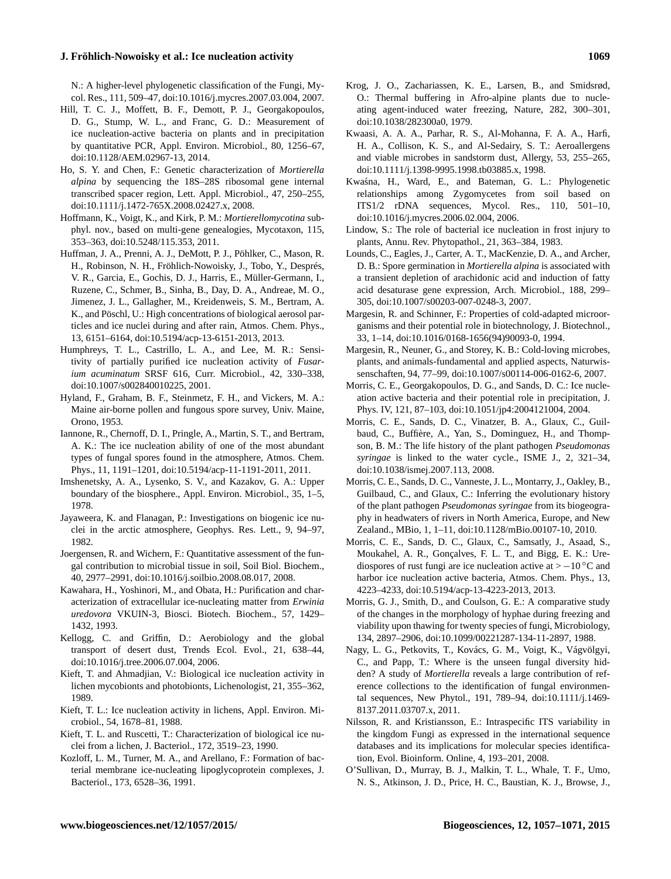N.: A higher-level phylogenetic classification of the Fungi, Mycol. Res., 111, 509–47, doi:10.1016/j.mycres.2007.03.004, 2007.

Hill, T. C. J., Moffett, B. F., Demott, P. J., Georgakopoulos, D. G., Stump, W. L., and Franc, G. D.: Measurement of ice nucleation-active bacteria on plants and in precipitation by quantitative PCR, Appl. Environ. Microbiol., 80, 1256–67, doi:10.1128/AEM.02967-13, 2014.

Ho, S. Y. and Chen, F.: Genetic characterization of *Mortierella alpina* by sequencing the 18S–28S ribosomal gene internal transcribed spacer region, Lett. Appl. Microbiol., 47, 250–255, doi:10.1111/j.1472-765X.2008.02427.x, 2008.

Hoffmann, K., Voigt, K., and Kirk, P. M.: *Mortierellomycotina* subphyl. nov., based on multi-gene genealogies, Mycotaxon, 115, 353–363, doi:10.5248/115.353, 2011.

Huffman, J. A., Prenni, A. J., DeMott, P. J., Pöhlker, C., Mason, R. H., Robinson, N. H., Fröhlich-Nowoisky, J., Tobo, Y., Després, V. R., Garcia, E., Gochis, D. J., Harris, E., Müller-Germann, I., Ruzene, C., Schmer, B., Sinha, B., Day, D. A., Andreae, M. O., Jimenez, J. L., Gallagher, M., Kreidenweis, S. M., Bertram, A. K., and Pöschl, U.: High concentrations of biological aerosol particles and ice nuclei during and after rain, Atmos. Chem. Phys., 13, 6151–6164, doi:10.5194/acp-13-6151-2013, 2013.

Humphreys, T. L., Castrillo, L. A., and Lee, M. R.: Sensitivity of partially purified ice nucleation activity of *Fusarium acuminatum* SRSF 616, Curr. Microbiol., 42, 330–338, doi:10.1007/s002840010225, 2001.

Hyland, F., Graham, B. F., Steinmetz, F. H., and Vickers, M. A.: Maine air-borne pollen and fungous spore survey, Univ. Maine, Orono, 1953.

Iannone, R., Chernoff, D. I., Pringle, A., Martin, S. T., and Bertram, A. K.: The ice nucleation ability of one of the most abundant types of fungal spores found in the atmosphere, Atmos. Chem. Phys., 11, 1191–1201, doi:10.5194/acp-11-1191-2011, 2011.

Imshenetsky, A. A., Lysenko, S. V., and Kazakov, G. A.: Upper boundary of the biosphere., Appl. Environ. Microbiol., 35, 1–5, 1978.

Jayaweera, K. and Flanagan, P.: Investigations on biogenic ice nuclei in the arctic atmosphere, Geophys. Res. Lett., 9, 94–97, 1982.

Joergensen, R. and Wichern, F.: Quantitative assessment of the fungal contribution to microbial tissue in soil, Soil Biol. Biochem., 40, 2977–2991, doi:10.1016/j.soilbio.2008.08.017, 2008.

Kawahara, H., Yoshinori, M., and Obata, H.: Purification and characterization of extracellular ice-nucleating matter from *Erwinia uredovora* VKUIN-3, Biosci. Biotech. Biochem., 57, 1429–1432, 1993.

Kellogg, C. and Griffin, D.: Aerobiology and the global transport of desert dust, Trends Ecol. Evol., 21, 638–44, doi:10.1016/j.tree.2006.07.004, 2006.

Kieft, T. and Ahmadjian, V.: Biological ice nucleation activity in lichen mycobionts and photobionts, Lichenologist, 21, 355–362, 1989.

Kieft, T. L.: Ice nucleation activity in lichens, Appl. Environ. Microbiol., 54, 1678–81, 1988.

Kieft, T. L. and Ruscetti, T.: Characterization of biological ice nuclei from a lichen, J. Bacteriol., 172, 3519–23, 1990.

Kozloff, L. M., Turner, M. A., and Arellano, F.: Formation of bacterial membrane ice-nucleating lipoglycoprotein complexes, J. Bacteriol., 173, 6528–36, 1991.

Krog, J. O., Zachariassen, K. E., Larsen, B., and Smidsrød, O.: Thermal buffering in Afro-alpine plants due to nucleating agent-induced water freezing, Nature, 282, 300–301, doi:10.1038/282300a0, 1979.

Kwaasi, A. A. A., Parhar, R. S., Al-Mohanna, F. A. A., Harfi, H. A., Collison, K. S., and Al-Sedairy, S. T.: Aeroallergens and viable microbes in sandstorm dust, Allergy, 53, 255–265, doi:10.1111/j.1398-9995.1998.tb03885.x, 1998.

Kwaśna, H., Ward, E., and Bateman, G. L.: Phylogenetic relationships among Zygomycetes from soil based on ITS1/2 rDNA sequences, Mycol. Res., 110, 501–10, doi:10.1016/j.mycres.2006.02.004, 2006.

Lindow, S.: The role of bacterial ice nucleation in frost injury to plants, Annu. Rev. Phytopathol., 21, 363–384, 1983.

Lounds, C., Eagles, J., Carter, A. T., MacKenzie, D. A., and Archer, D. B.: Spore germination in *Mortierella alpina* is associated with a transient depletion of arachidonic acid and induction of fatty acid desaturase gene expression, Arch. Microbiol., 188, 299–305, doi:10.1007/s00203-007-0248-3, 2007.

Margesin, R. and Schinner, F.: Properties of cold-adapted microorganisms and their potential role in biotechnology, J. Biotechnol., 33, 1–14, doi:10.1016/0168-1656(94)90093-0, 1994.

Margesin, R., Neuner, G., and Storey, K. B.: Cold-loving microbes, plants, and animals-fundamental and applied aspects, Naturwissenschaften, 94, 77–99, doi:10.1007/s00114-006-0162-6, 2007.

Morris, C. E., Georgakopoulos, D. G., and Sands, D. C.: Ice nucleation active bacteria and their potential role in precipitation, J. Phys. IV, 121, 87–103, doi:10.1051/jp4:2004121004, 2004.

Morris, C. E., Sands, D. C., Vinatzer, B. A., Glaux, C., Guilbaud, C., Buffière, A., Yan, S., Dominguez, H., and Thompson, B. M.: The life history of the plant pathogen *Pseudomonas syringae* is linked to the water cycle., ISME J., 2, 321–34, doi:10.1038/ismej.2007.113, 2008.

Morris, C. E., Sands, D. C., Vanneste, J. L., Montarry, J., Oakley, B., Guilbaud, C., and Glaux, C.: Inferring the evolutionary history of the plant pathogen *Pseudomonas syringae* from its biogeography in headwaters of rivers in North America, Europe, and New Zealand., MBio, 1, 1–11, doi:10.1128/mBio.00107-10, 2010.

Morris, C. E., Sands, D. C., Glaux, C., Samsatly, J., Asaad, S., Moukahel, A. R., Gonçalves, F. L. T., and Bigg, E. K.: Urediospores of rust fungi are ice nucleation active at $> -10\,^{\circ}$C and harbor ice nucleation active bacteria, Atmos. Chem. Phys., 13, 4223–4233, doi:10.5194/acp-13-4223-2013, 2013.

Morris, G. J., Smith, D., and Coulson, G. E.: A comparative study of the changes in the morphology of hyphae during freezing and viability upon thawing for twenty species of fungi, Microbiology, 134, 2897–2906, doi:10.1099/00221287-134-11-2897, 1988.

Nagy, L. G., Petkovits, T., Kovács, G. M., Voigt, K., Vágvölgyi, C., and Papp, T.: Where is the unseen fungal diversity hidden? A study of *Mortierella* reveals a large contribution of reference collections to the identification of fungal environmental sequences, New Phytol., 191, 789–94, doi:10.1111/j.1469-8137.2011.03707.x, 2011.

Nilsson, R. and Kristiansson, E.: Intraspecific ITS variability in the kingdom Fungi as expressed in the international sequence databases and its implications for molecular species identification, Evol. Bioinform. Online, 4, 193–201, 2008.

O'Sullivan, D., Murray, B. J., Malkin, T. L., Whale, T. F., Umo, N. S., Atkinson, J. D., Price, H. C., Baustian, K. J., Browse, J.,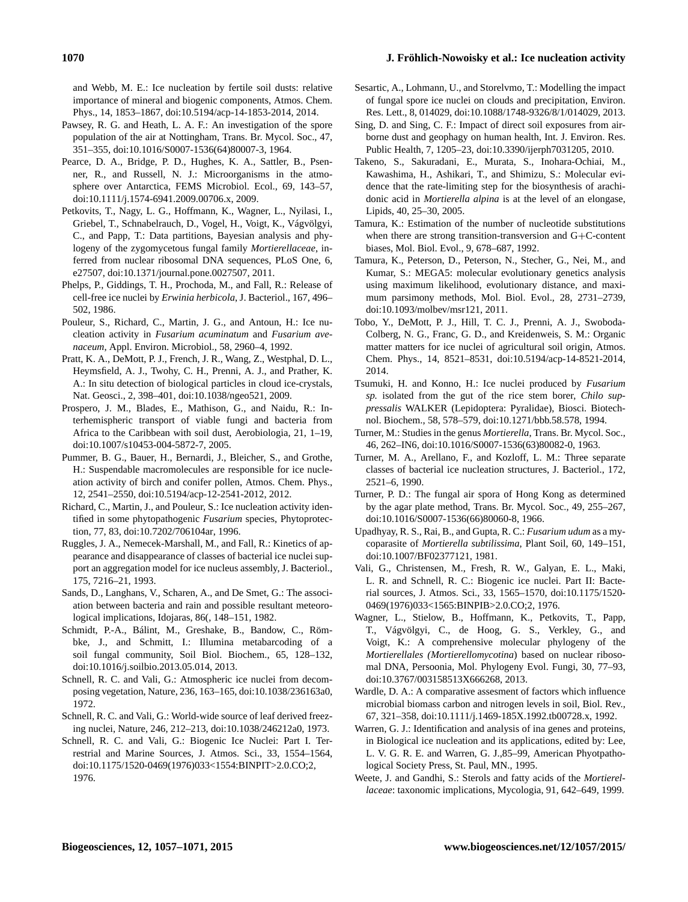and Webb, M. E.: Ice nucleation by fertile soil dusts: relative importance of mineral and biogenic components, Atmos. Chem. Phys., 14, 1853–1867, doi:10.5194/acp-14-1853-2014, 2014.

Pawsey, R. G. and Heath, L. A. F.: An investigation of the spore population of the air at Nottingham, Trans. Br. Mycol. Soc., 47, 351–355, doi:10.1016/S0007-1536(64)80007-3, 1964.

Pearce, D. A., Bridge, P. D., Hughes, K. A., Sattler, B., Psenner, R., and Russell, N. J.: Microorganisms in the atmosphere over Antarctica, FEMS Microbiol. Ecol., 69, 143–57, doi:10.1111/j.1574-6941.2009.00706.x, 2009.

Petkovits, T., Nagy, L. G., Hoffmann, K., Wagner, L., Nyilasi, I., Griebel, T., Schnabelrauch, D., Vogel, H., Voigt, K., Vágvölgyi, C., and Papp, T.: Data partitions, Bayesian analysis and phylogeny of the zygomycetous fungal family *Mortierellaceae*, inferred from nuclear ribosomal DNA sequences, PLoS One, 6, e27507, doi:10.1371/journal.pone.0027507, 2011.

Phelps, P., Giddings, T. H., Prochoda, M., and Fall, R.: Release of cell-free ice nuclei by *Erwinia herbicola*, J. Bacteriol., 167, 496–502, 1986.

Pouleur, S., Richard, C., Martin, J. G., and Antoun, H.: Ice nucleation activity in *Fusarium acuminatum* and *Fusarium avenaceum*, Appl. Environ. Microbiol., 58, 2960–4, 1992.

Pratt, K. A., DeMott, P. J., French, J. R., Wang, Z., Westphal, D. L., Heymsfield, A. J., Twohy, C. H., Prenni, A. J., and Prather, K. A.: In situ detection of biological particles in cloud ice-crystals, Nat. Geosci., 2, 398–401, doi:10.1038/ngeo521, 2009.

Prospero, J. M., Blades, E., Mathison, G., and Naidu, R.: Interhemispheric transport of viable fungi and bacteria from Africa to the Caribbean with soil dust, Aerobiologia, 21, 1–19, doi:10.1007/s10453-004-5872-7, 2005.

Pummer, B. G., Bauer, H., Bernardi, J., Bleicher, S., and Grothe, H.: Suspendable macromolecules are responsible for ice nucleation activity of birch and conifer pollen, Atmos. Chem. Phys., 12, 2541–2550, doi:10.5194/acp-12-2541-2012, 2012.

Richard, C., Martin, J., and Pouleur, S.: Ice nucleation activity identified in some phytopathogenic *Fusarium* species, Phytoprotection, 77, 83, doi:10.7202/706104ar, 1996.

Ruggles, J. A., Nemecek-Marshall, M., and Fall, R.: Kinetics of appearance and disappearance of classes of bacterial ice nuclei support an aggregation model for ice nucleus assembly, J. Bacteriol., 175, 7216–21, 1993.

Sands, D., Langhans, V., Scharen, A., and De Smet, G.: The association between bacteria and rain and possible resultant meteorological implications, Idojaras, 86(, 148–151, 1982.

Schmidt, P.-A., Bálint, M., Greshake, B., Bandow, C., Römbke, J., and Schmitt, I.: Illumina metabarcoding of a soil fungal community, Soil Biol. Biochem., 65, 128–132, doi:10.1016/j.soilbio.2013.05.014, 2013.

Schnell, R. C. and Vali, G.: Atmospheric ice nuclei from decomposing vegetation, Nature, 236, 163–165, doi:10.1038/236163a0, 1972.

Schnell, R. C. and Vali, G.: World-wide source of leaf derived freezing nuclei, Nature, 246, 212–213, doi:10.1038/246212a0, 1973.

Schnell, R. C. and Vali, G.: Biogenic Ice Nuclei: Part I. Terrestrial and Marine Sources, J. Atmos. Sci., 33, 1554–1564, doi:10.1175/1520-0469(1976)033<1554:BINPIT>2.0.CO;2, 1976.

Sesartic, A., Lohmann, U., and Storelvmo, T.: Modelling the impact of fungal spore ice nuclei on clouds and precipitation, Environ. Res. Lett., 8, 014029, doi:10.1088/1748-9326/8/1/014029, 2013.

Sing, D. and Sing, C. F.: Impact of direct soil exposures from airborne dust and geophagy on human health, Int. J. Environ. Res. Public Health, 7, 1205–23, doi:10.3390/ijerph7031205, 2010.

Takeno, S., Sakuradani, E., Murata, S., Inohara-Ochiai, M., Kawashima, H., Ashikari, T., and Shimizu, S.: Molecular evidence that the rate-limiting step for the biosynthesis of arachidonic acid in *Mortierella alpina* is at the level of an elongase, Lipids, 40, 25–30, 2005.

Tamura, K.: Estimation of the number of nucleotide substitutions when there are strong transition-transversion and G+C-content biases, Mol. Biol. Evol., 9, 678–687, 1992.

Tamura, K., Peterson, D., Peterson, N., Stecher, G., Nei, M., and Kumar, S.: MEGA5: molecular evolutionary genetics analysis using maximum likelihood, evolutionary distance, and maximum parsimony methods, Mol. Biol. Evol., 28, 2731–2739, doi:10.1093/molbev/msr121, 2011.

Tobo, Y., DeMott, P. J., Hill, T. C. J., Prenni, A. J., Swoboda-Colberg, N. G., Franc, G. D., and Kreidenweis, S. M.: Organic matter matters for ice nuclei of agricultural soil origin, Atmos. Chem. Phys., 14, 8521–8531, doi:10.5194/acp-14-8521-2014, 2014.

Tsumuki, H. and Konno, H.: Ice nuclei produced by *Fusarium sp.* isolated from the gut of the rice stem borer, *Chilo suppressalis* WALKER (Lepidoptera: Pyralidae), Biosci. Biotechnol. Biochem., 58, 578–579, doi:10.1271/bbb.58.578, 1994.

Turner, M.: Studies in the genus *Mortierella*, Trans. Br. Mycol. Soc., 46, 262–IN6, doi:10.1016/S0007-1536(63)80082-0, 1963.

Turner, M. A., Arellano, F., and Kozloff, L. M.: Three separate classes of bacterial ice nucleation structures, J. Bacteriol., 172, 2521–6, 1990.

Turner, P. D.: The fungal air spora of Hong Kong as determined by the agar plate method, Trans. Br. Mycol. Soc., 49, 255–267, doi:10.1016/S0007-1536(66)80060-8, 1966.

Upadhyay, R. S., Rai, B., and Gupta, R. C.: *Fusarium udum* as a mycoparasite of *Mortierella subtilissima*, Plant Soil, 60, 149–151, doi:10.1007/BF02377121, 1981.

Vali, G., Christensen, M., Fresh, R. W., Galyan, E. L., Maki, L. R. and Schnell, R. C.: Biogenic ice nuclei. Part II: Bacterial sources, J. Atmos. Sci., 33, 1565–1570, doi:10.1175/1520-0469(1976)033<1565:BINPIB>2.0.CO;2, 1976.

Wagner, L., Stielow, B., Hoffmann, K., Petkovits, T., Papp, T., Vágvölgyi, C., de Hoog, G. S., Verkley, G., and Voigt, K.: A comprehensive molecular phylogeny of the *Mortierellales (Mortierellomycotina)* based on nuclear ribosomal DNA, Persoonia, Mol. Phylogeny Evol. Fungi, 30, 77–93, doi:10.3767/003158513X666268, 2013.

Wardle, D. A.: A comparative assesment of factors which influence microbial biomass carbon and nitrogen levels in soil, Biol. Rev., 67, 321–358, doi:10.1111/j.1469-185X.1992.tb00728.x, 1992.

Warren, G. J.: Identification and analysis of ina genes and proteins, in Biological ice nucleation and its applications, edited by: Lee, L. V. G. R. E. and Warren, G. J.,85–99, American Phyotpathological Society Press, St. Paul, MN., 1995.

Weete, J. and Gandhi, S.: Sterols and fatty acids of the *Mortierellaceae*: taxonomic implications, Mycologia, 91, 642–649, 1999.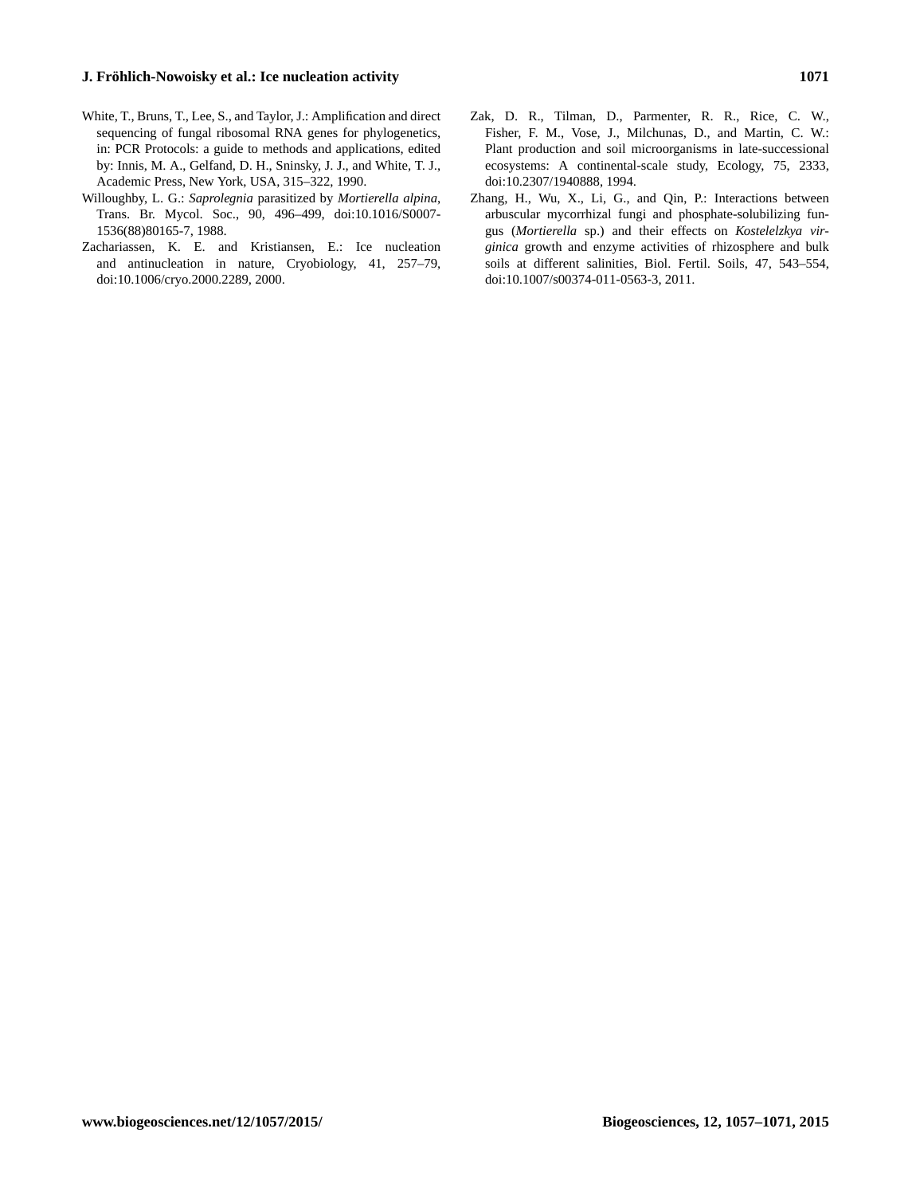White, T., Bruns, T., Lee, S., and Taylor, J.: Amplification and direct sequencing of fungal ribosomal RNA genes for phylogenetics, in: PCR Protocols: a guide to methods and applications, edited by: Innis, M. A., Gelfand, D. H., Sninsky, J. J., and White, T. J., Academic Press, New York, USA, 315–322, 1990.

Willoughby, L. G.: *Saprolegnia* parasitized by *Mortierella alpina*, Trans. Br. Mycol. Soc., 90, 496–499, doi:10.1016/S0007-1536(88)80165-7, 1988.

Zachariassen, K. E. and Kristiansen, E.: Ice nucleation and antinucleation in nature, Cryobiology, 41, 257–79, doi:10.1006/cryo.2000.2289, 2000.

Zak, D. R., Tilman, D., Parmenter, R. R., Rice, C. W., Fisher, F. M., Vose, J., Milchunas, D., and Martin, C. W.: Plant production and soil microorganisms in late-successional ecosystems: A continental-scale study, Ecology, 75, 2333, doi:10.2307/1940888, 1994.

Zhang, H., Wu, X., Li, G., and Qin, P.: Interactions between arbuscular mycorrhizal fungi and phosphate-solubilizing fungus (*Mortierella* sp.) and their effects on *Kostelelzkya virginica* growth and enzyme activities of rhizosphere and bulk soils at different salinities, Biol. Fertil. Soils, 47, 543–554, doi:10.1007/s00374-011-0563-3, 2011.